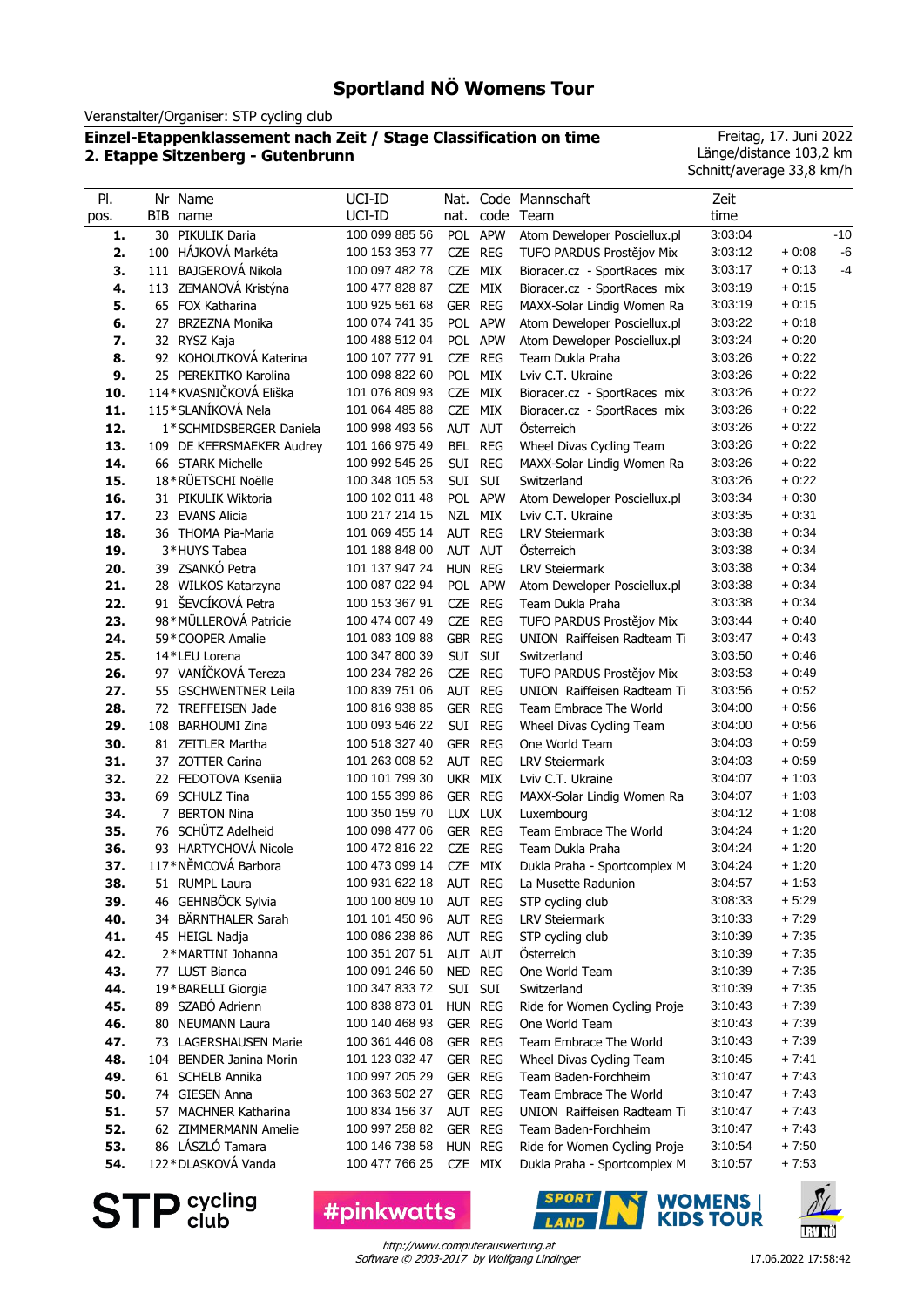# Sportland NÖ Womens Tour

Veranstalter/Organiser: STP cycling club

**Einzel-Etappenklassement nach Zeit / Stage Classification on time**
**2. Etappe Sitzenberg - Gutenbrunn**

Freitag, 17. Juni 2022
Länge/distance 103,2 km
Schnitt/average 33,8 km/h

| Pl. pos. | Nr BIB | Name name | UCI-ID UCI-ID | Nat. nat. | Code code | Mannschaft Team | Zeit time | | |
|---|---|---|---|---|---|---|---|---|---|
| 1. | 30 | PIKULIK Daria | 100 099 885 56 | POL | APW | Atom Deweloper Posciellux.pl | 3:03:04 | | -10 |
| 2. | 100 | HÁJKOVÁ Markéta | 100 153 353 77 | CZE | REG | TUFO PARDUS Prostějov Mix | 3:03:12 | + 0:08 | -6 |
| 3. | 111 | BAJGEROVÁ Nikola | 100 097 482 78 | CZE | MIX | Bioracer.cz - SportRaces mix | 3:03:17 | + 0:13 | -4 |
| 4. | 113 | ZEMANOVÁ Kristýna | 100 477 828 87 | CZE | MIX | Bioracer.cz - SportRaces mix | 3:03:19 | + 0:15 | |
| 5. | 65 | FOX Katharina | 100 925 561 68 | GER | REG | MAXX-Solar Lindig Women Ra | 3:03:19 | + 0:15 | |
| 6. | 27 | BRZEZNA Monika | 100 074 741 35 | POL | APW | Atom Deweloper Posciellux.pl | 3:03:22 | + 0:18 | |
| 7. | 32 | RYSZ Kaja | 100 488 512 04 | POL | APW | Atom Deweloper Posciellux.pl | 3:03:24 | + 0:20 | |
| 8. | 92 | KOHOUTKOVÁ Katerina | 100 107 777 91 | CZE | REG | Team Dukla Praha | 3:03:26 | + 0:22 | |
| 9. | 25 | PEREKITKO Karolina | 100 098 822 60 | POL | MIX | Lviv C.T. Ukraine | 3:03:26 | + 0:22 | |
| 10. | 114* | KVASNIČKOVÁ Eliška | 101 076 809 93 | CZE | MIX | Bioracer.cz - SportRaces mix | 3:03:26 | + 0:22 | |
| 11. | 115* | SLANÍKOVÁ Nela | 101 064 485 88 | CZE | MIX | Bioracer.cz - SportRaces mix | 3:03:26 | + 0:22 | |
| 12. | 1* | SCHMIDSBERGER Daniela | 100 998 493 56 | AUT | AUT | Österreich | 3:03:26 | + 0:22 | |
| 13. | 109 | DE KEERSMAEKER Audrey | 101 166 975 49 | BEL | REG | Wheel Divas Cycling Team | 3:03:26 | + 0:22 | |
| 14. | 66 | STARK Michelle | 100 992 545 25 | SUI | REG | MAXX-Solar Lindig Women Ra | 3:03:26 | + 0:22 | |
| 15. | 18* | RÜETSCHI Noëlle | 100 348 105 53 | SUI | SUI | Switzerland | 3:03:26 | + 0:22 | |
| 16. | 31 | PIKULIK Wiktoria | 100 102 011 48 | POL | APW | Atom Deweloper Posciellux.pl | 3:03:34 | + 0:30 | |
| 17. | 23 | EVANS Alicia | 100 217 214 15 | NZL | MIX | Lviv C.T. Ukraine | 3:03:35 | + 0:31 | |
| 18. | 36 | THOMA Pia-Maria | 101 069 455 14 | AUT | REG | LRV Steiermark | 3:03:38 | + 0:34 | |
| 19. | 3* | HUYS Tabea | 101 188 848 00 | AUT | AUT | Österreich | 3:03:38 | + 0:34 | |
| 20. | 39 | ZSANKÓ Petra | 101 137 947 24 | HUN | REG | LRV Steiermark | 3:03:38 | + 0:34 | |
| 21. | 28 | WILKOS Katarzyna | 100 087 022 94 | POL | APW | Atom Deweloper Posciellux.pl | 3:03:38 | + 0:34 | |
| 22. | 91 | ŠEVCÍKOVÁ Petra | 100 153 367 91 | CZE | REG | Team Dukla Praha | 3:03:38 | + 0:34 | |
| 23. | 98* | MÜLLEROVÁ Patricie | 100 474 007 49 | CZE | REG | TUFO PARDUS Prostějov Mix | 3:03:44 | + 0:40 | |
| 24. | 59* | COOPER Amalie | 101 083 109 88 | GBR | REG | UNION Raiffeisen Radteam Ti | 3:03:47 | + 0:43 | |
| 25. | 14* | LEU Lorena | 100 347 800 39 | SUI | SUI | Switzerland | 3:03:50 | + 0:46 | |
| 26. | 97 | VANÍČKOVÁ Tereza | 100 234 782 26 | CZE | REG | TUFO PARDUS Prostějov Mix | 3:03:53 | + 0:49 | |
| 27. | 55 | GSCHWENTNER Leila | 100 839 775 06 | AUT | REG | UNION Raiffeisen Radteam Ti | 3:03:56 | + 0:52 | |
| 28. | 72 | TREFFEISEN Jade | 100 816 938 85 | GER | REG | Team Embrace The World | 3:04:00 | + 0:56 | |
| 29. | 108 | BARHOUMI Zina | 100 093 546 22 | SUI | REG | Wheel Divas Cycling Team | 3:04:00 | + 0:56 | |
| 30. | 81 | ZEITLER Martha | 100 518 327 40 | GER | REG | One World Team | 3:04:03 | + 0:59 | |
| 31. | 37 | ZOTTER Carina | 101 263 008 52 | AUT | REG | LRV Steiermark | 3:04:03 | + 0:59 | |
| 32. | 22 | FEDOTOVA Kseniia | 100 101 799 30 | UKR | MIX | Lviv C.T. Ukraine | 3:04:07 | + 1:03 | |
| 33. | 69 | SCHULZ Tina | 100 155 399 86 | GER | REG | MAXX-Solar Lindig Women Ra | 3:04:07 | + 1:03 | |
| 34. | 7 | BERTON Nina | 100 350 159 70 | LUX | LUX | Luxembourg | 3:04:12 | + 1:08 | |
| 35. | 76 | SCHÜTZ Adelheid | 100 098 477 06 | GER | REG | Team Embrace The World | 3:04:24 | + 1:20 | |
| 36. | 93 | HARTYCHOVÁ Nicole | 100 472 816 22 | CZE | REG | Team Dukla Praha | 3:04:24 | + 1:20 | |
| 37. | 117* | NĚMCOVÁ Barbora | 100 473 099 14 | CZE | MIX | Dukla Praha - Sportcomplex M | 3:04:24 | + 1:20 | |
| 38. | 51 | RUMPL Laura | 100 931 622 18 | AUT | REG | La Musette Radunion | 3:04:57 | + 1:53 | |
| 39. | 46 | GEHNBÖCK Sylvia | 100 100 809 10 | AUT | REG | STP cycling club | 3:08:33 | + 5:29 | |
| 40. | 34 | BÄRNTHALER Sarah | 101 101 450 96 | AUT | REG | LRV Steiermark | 3:10:33 | + 7:29 | |
| 41. | 45 | HEIGL Nadja | 100 086 238 86 | AUT | REG | STP cycling club | 3:10:39 | + 7:35 | |
| 42. | 2* | MARTINI Johanna | 100 351 207 51 | AUT | AUT | Österreich | 3:10:39 | + 7:35 | |
| 43. | 77 | LUST Bianca | 100 091 246 50 | NED | REG | One World Team | 3:10:39 | + 7:35 | |
| 44. | 19* | BARELLI Giorgia | 100 347 833 72 | SUI | SUI | Switzerland | 3:10:39 | + 7:35 | |
| 45. | 89 | SZABÓ Adrienn | 100 838 873 01 | HUN | REG | Ride for Women Cycling Proje | 3:10:43 | + 7:39 | |
| 46. | 80 | NEUMANN Laura | 100 140 468 93 | GER | REG | One World Team | 3:10:43 | + 7:39 | |
| 47. | 73 | LAGERSHAUSEN Marie | 100 361 446 08 | GER | REG | Team Embrace The World | 3:10:43 | + 7:39 | |
| 48. | 104 | BENDER Janina Morin | 101 123 032 47 | GER | REG | Wheel Divas Cycling Team | 3:10:45 | + 7:41 | |
| 49. | 61 | SCHELB Annika | 100 997 205 29 | GER | REG | Team Baden-Forchheim | 3:10:47 | + 7:43 | |
| 50. | 74 | GIESEN Anna | 100 363 502 27 | GER | REG | Team Embrace The World | 3:10:47 | + 7:43 | |
| 51. | 57 | MACHNER Katharina | 100 834 156 37 | AUT | REG | UNION Raiffeisen Radteam Ti | 3:10:47 | + 7:43 | |
| 52. | 62 | ZIMMERMANN Amelie | 100 997 258 82 | GER | REG | Team Baden-Forchheim | 3:10:47 | + 7:43 | |
| 53. | 86 | LÁSZLÓ Tamara | 100 146 738 58 | HUN | REG | Ride for Women Cycling Proje | 3:10:54 | + 7:50 | |
| 54. | 122* | DLASKOVÁ Vanda | 100 477 766 25 | CZE | MIX | Dukla Praha - Sportcomplex M | 3:10:57 | + 7:53 | |

STP cycling club · #pinkwatts · SPORTLAND N · WOMENS | KIDS TOUR · LRV NÖ

http://www.computerauswertung.at
Software © 2003-2017 by Wolfgang Lindinger

17.06.2022 17:58:42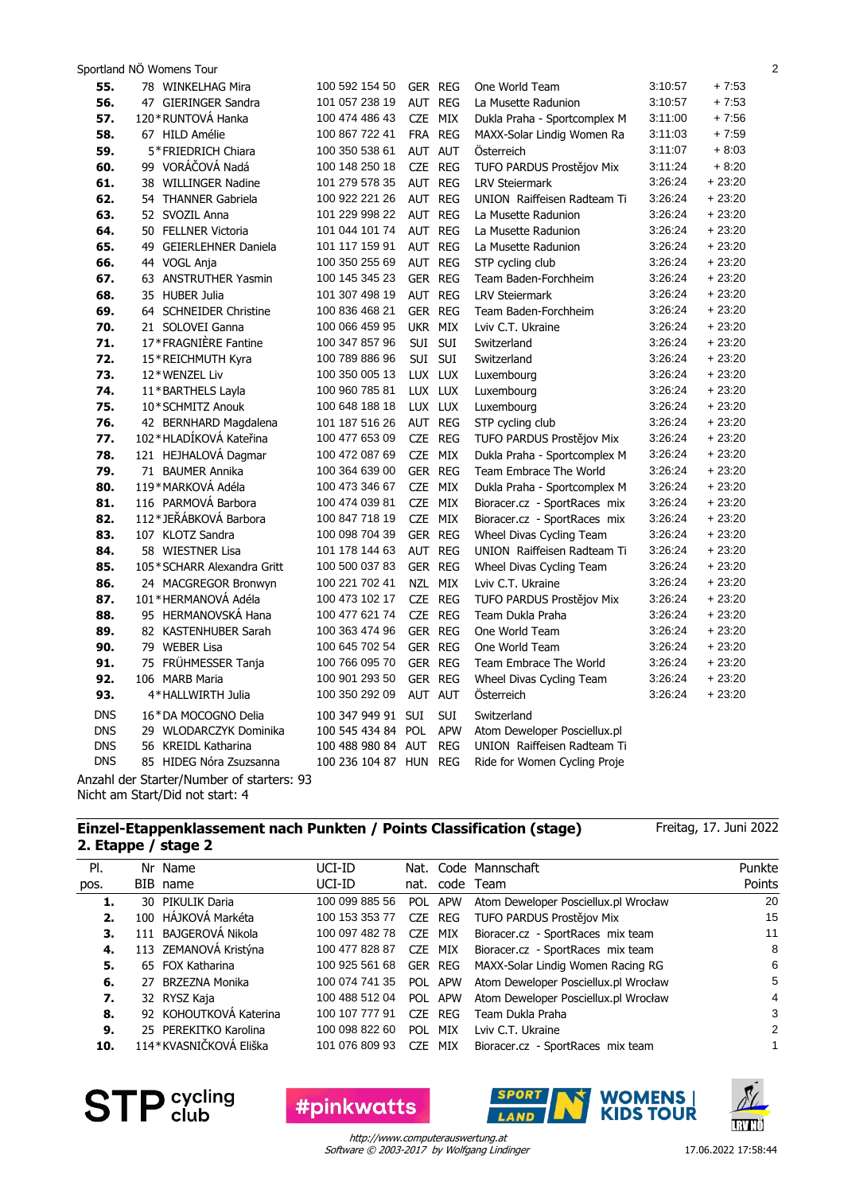Sportland NÖ Womens Tour

| | | | | | | | |
|---|---|---|---|---|---|---|---|
| **55.** | 78 WINKELHAG Mira | 100 592 154 50 | GER | REG | One World Team | 3:10:57 | + 7:53 |
| **56.** | 47 GIERINGER Sandra | 101 057 238 19 | AUT | REG | La Musette Radunion | 3:10:57 | + 7:53 |
| **57.** | 120*RUNTOVÁ Hanka | 100 474 486 43 | CZE | MIX | Dukla Praha - Sportcomplex M | 3:11:00 | + 7:56 |
| **58.** | 67 HILD Amélie | 100 867 722 41 | FRA | REG | MAXX-Solar Lindig Women Ra | 3:11:03 | + 7:59 |
| **59.** | 5*FRIEDRICH Chiara | 100 350 538 61 | AUT | AUT | Österreich | 3:11:07 | + 8:03 |
| **60.** | 99 VORÁČOVÁ Nadá | 100 148 250 18 | CZE | REG | TUFO PARDUS Prostějov Mix | 3:11:24 | + 8:20 |
| **61.** | 38 WILLINGER Nadine | 101 279 578 55 | AUT | REG | LRV Steiermark | 3:26:24 | + 23:20 |
| **62.** | 54 THANNER Gabriela | 100 922 221 26 | AUT | REG | UNION Raiffeisen Radteam Ti | 3:26:24 | + 23:20 |
| **63.** | 52 SVOZIL Anna | 101 229 998 22 | AUT | REG | La Musette Radunion | 3:26:24 | + 23:20 |
| **64.** | 50 FELLNER Victoria | 101 044 101 74 | AUT | REG | La Musette Radunion | 3:26:24 | + 23:20 |
| **65.** | 49 GEIERLEHNER Daniela | 101 117 159 91 | AUT | REG | La Musette Radunion | 3:26:24 | + 23:20 |
| **66.** | 44 VOGL Anja | 100 350 255 69 | AUT | REG | STP cycling club | 3:26:24 | + 23:20 |
| **67.** | 63 ANSTRUTHER Yasmin | 100 145 345 23 | GER | REG | Team Baden-Forchheim | 3:26:24 | + 23:20 |
| **68.** | 35 HUBER Julia | 101 307 498 19 | AUT | REG | LRV Steiermark | 3:26:24 | + 23:20 |
| **69.** | 64 SCHNEIDER Christine | 100 836 468 21 | GER | REG | Team Baden-Forchheim | 3:26:24 | + 23:20 |
| **70.** | 21 SOLOVEI Ganna | 100 066 459 95 | UKR | MIX | Lviv C.T. Ukraine | 3:26:24 | + 23:20 |
| **71.** | 17*FRAGNIÈRE Fantine | 100 347 857 96 | SUI | SUI | Switzerland | 3:26:24 | + 23:20 |
| **72.** | 15*REICHMUTH Kyra | 100 789 886 96 | SUI | SUI | Switzerland | 3:26:24 | + 23:20 |
| **73.** | 12*WENZEL Liv | 100 350 005 13 | LUX | LUX | Luxembourg | 3:26:24 | + 23:20 |
| **74.** | 11*BARTHELS Layla | 100 960 785 81 | LUX | LUX | Luxembourg | 3:26:24 | + 23:20 |
| **75.** | 10*SCHMITZ Anouk | 100 648 188 18 | LUX | LUX | Luxembourg | 3:26:24 | + 23:20 |
| **76.** | 42 BERNHARD Magdalena | 101 187 516 26 | AUT | REG | STP cycling club | 3:26:24 | + 23:20 |
| **77.** | 102*HLADÍKOVÁ Kateřina | 100 477 653 09 | CZE | REG | TUFO PARDUS Prostějov Mix | 3:26:24 | + 23:20 |
| **78.** | 121 HEJHALOVÁ Dagmar | 100 472 087 69 | CZE | MIX | Dukla Praha - Sportcomplex M | 3:26:24 | + 23:20 |
| **79.** | 71 BAUMER Annika | 100 364 639 00 | GER | REG | Team Embrace The World | 3:26:24 | + 23:20 |
| **80.** | 119*MARKOVÁ Adéla | 100 473 346 67 | CZE | MIX | Dukla Praha - Sportcomplex M | 3:26:24 | + 23:20 |
| **81.** | 116 PARMOVÁ Barbora | 100 474 039 81 | CZE | MIX | Bioracer.cz - SportRaces mix | 3:26:24 | + 23:20 |
| **82.** | 112*JEŘÁBKOVÁ Barbora | 100 847 718 19 | CZE | MIX | Bioracer.cz - SportRaces mix | 3:26:24 | + 23:20 |
| **83.** | 107 KLOTZ Sandra | 100 098 704 39 | GER | REG | Wheel Divas Cycling Team | 3:26:24 | + 23:20 |
| **84.** | 58 WIESTNER Lisa | 101 178 144 63 | AUT | REG | UNION Raiffeisen Radteam Ti | 3:26:24 | + 23:20 |
| **85.** | 105*SCHARR Alexandra Gritt | 100 500 037 83 | GER | REG | Wheel Divas Cycling Team | 3:26:24 | + 23:20 |
| **86.** | 24 MACGREGOR Bronwyn | 100 221 702 41 | NZL | MIX | Lviv C.T. Ukraine | 3:26:24 | + 23:20 |
| **87.** | 101*HERMANOVÁ Adéla | 100 473 102 17 | CZE | REG | TUFO PARDUS Prostějov Mix | 3:26:24 | + 23:20 |
| **88.** | 95 HERMANOVSKÁ Hana | 100 477 621 74 | CZE | REG | Team Dukla Praha | 3:26:24 | + 23:20 |
| **89.** | 82 KASTENHUBER Sarah | 100 363 474 96 | GER | REG | One World Team | 3:26:24 | + 23:20 |
| **90.** | 79 WEBER Lisa | 100 645 702 54 | GER | REG | One World Team | 3:26:24 | + 23:20 |
| **91.** | 75 FRÜHMESSER Tanja | 100 766 095 70 | GER | REG | Team Embrace The World | 3:26:24 | + 23:20 |
| **92.** | 106 MARB Maria | 100 901 293 50 | GER | REG | Wheel Divas Cycling Team | 3:26:24 | + 23:20 |
| **93.** | 4*HALLWIRTH Julia | 100 350 292 09 | AUT | AUT | Österreich | 3:26:24 | + 23:20 |
| DNS | 16*DA MOCOGNO Delia | 100 347 949 91 | SUI | SUI | Switzerland | | |
| DNS | 29 WLODARCZYK Dominika | 100 545 434 84 | POL | APW | Atom Deweloper Posciellux.pl | | |
| DNS | 56 KREIDL Katharina | 100 488 980 84 | AUT | REG | UNION Raiffeisen Radteam Ti | | |
| DNS | 85 HIDEG Nóra Zsuzsanna | 100 236 104 87 | HUN | REG | Ride for Women Cycling Proje | | |

Anzahl der Starter/Number of starters: 93
Nicht am Start/Did not start: 4

## Einzel-Etappenklassement nach Punkten / Points Classification (stage)

Freitag, 17. Juni 2022

### 2. Etappe / stage 2

| Pl. pos. | Nr BIB | Name name | UCI-ID | Nat. nat. | Code code | Mannschaft Team | Punkte Points |
|---|---|---|---|---|---|---|---|
| **1.** | 30 | PIKULIK Daria | 100 099 885 56 | POL | APW | Atom Deweloper Posciellux.pl Wrocław | 20 |
| **2.** | 100 | HÁJKOVÁ Markéta | 100 153 353 77 | CZE | REG | TUFO PARDUS Prostějov Mix | 15 |
| **3.** | 111 | BAJGEROVÁ Nikola | 100 097 482 78 | CZE | MIX | Bioracer.cz - SportRaces mix team | 11 |
| **4.** | 113 | ZEMANOVÁ Kristýna | 100 477 828 87 | CZE | MIX | Bioracer.cz - SportRaces mix team | 8 |
| **5.** | 65 | FOX Katharina | 100 363 474 96 | GER | REG | MAXX-Solar Lindig Women Racing RG | 6 |
| **6.** | 27 | BRZEZNA Monika | 100 074 741 35 | POL | APW | Atom Deweloper Posciellux.pl Wrocław | 5 |
| **7.** | 32 | RYSZ Kaja | 100 488 512 04 | POL | APW | Atom Deweloper Posciellux.pl Wrocław | 4 |
| **8.** | 92 | KOHOUTKOVÁ Katerina | 100 107 777 91 | CZE | REG | Team Dukla Praha | 3 |
| **9.** | 25 | PEREKITKO Karolina | 100 098 822 60 | POL | MIX | Lviv C.T. Ukraine | 2 |
| **10.** | 114* | KVASNIČKOVÁ Eliška | 101 076 809 93 | CZE | MIX | Bioracer.cz - SportRaces mix team | 1 |

http://www.computerauswertung.at
Software © 2003-2017 by Wolfgang Lindinger

17.06.2022 17:58:44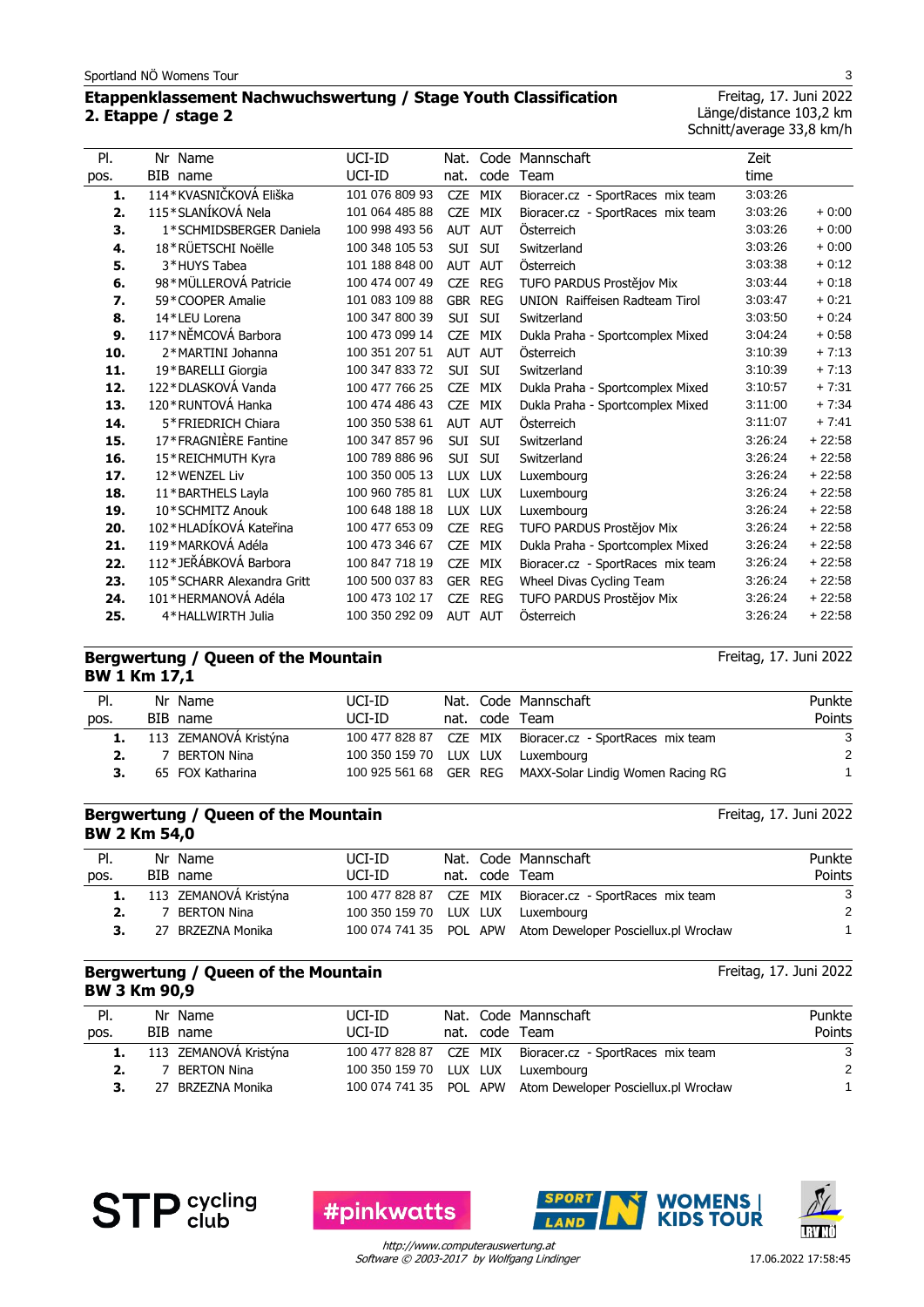## Etappenklassement Nachwuchswertung / Stage Youth Classification
## 2. Etappe / stage 2

Freitag, 17. Juni 2022
Länge/distance 103,2 km
Schnitt/average 33,8 km/h

| Pl. pos. | Nr BIB | Name name | UCI-ID UCI-ID | Nat. nat. | Code code | Mannschaft Team | Zeit time | |
|---|---|---|---|---|---|---|---|---|
| 1. | 114 | *KVASNIČKOVÁ Eliška | 101 076 809 93 | CZE | MIX | Bioracer.cz - SportRaces mix team | 3:03:26 | |
| 2. | 115 | *SLANÍKOVÁ Nela | 101 064 485 88 | CZE | MIX | Bioracer.cz - SportRaces mix team | 3:03:26 | + 0:00 |
| 3. | 1 | *SCHMIDSBERGER Daniela | 100 998 493 56 | AUT | AUT | Österreich | 3:03:26 | + 0:00 |
| 4. | 18 | *RÜETSCHI Noëlle | 100 348 105 53 | SUI | SUI | Switzerland | 3:03:26 | + 0:00 |
| 5. | 3 | *HUYS Tabea | 101 188 848 00 | AUT | AUT | Österreich | 3:03:38 | + 0:12 |
| 6. | 98 | *MÜLLEROVÁ Patricie | 100 474 007 49 | CZE | REG | TUFO PARDUS Prostějov Mix | 3:03:44 | + 0:18 |
| 7. | 59 | *COOPER Amalie | 101 083 109 88 | GBR | REG | UNION Raiffeisen Radteam Tirol | 3:03:47 | + 0:21 |
| 8. | 14 | *LEU Lorena | 100 347 800 39 | SUI | SUI | Switzerland | 3:03:50 | + 0:24 |
| 9. | 117 | *NĚMCOVÁ Barbora | 100 473 099 14 | CZE | MIX | Dukla Praha - Sportcomplex Mixed | 3:04:24 | + 0:58 |
| 10. | 2 | *MARTINI Johanna | 100 351 207 51 | AUT | AUT | Österreich | 3:10:39 | + 7:13 |
| 11. | 19 | *BARELLI Giorgia | 100 347 833 72 | SUI | SUI | Switzerland | 3:10:39 | + 7:13 |
| 12. | 122 | *DLASKOVÁ Vanda | 100 477 766 25 | CZE | MIX | Dukla Praha - Sportcomplex Mixed | 3:10:57 | + 7:31 |
| 13. | 120 | *RUNTOVÁ Hanka | 100 474 486 43 | CZE | MIX | Dukla Praha - Sportcomplex Mixed | 3:11:00 | + 7:34 |
| 14. | 5 | *FRIEDRICH Chiara | 100 350 538 61 | AUT | AUT | Österreich | 3:11:07 | + 7:41 |
| 15. | 17 | *FRAGNIÈRE Fantine | 100 347 857 96 | SUI | SUI | Switzerland | 3:26:24 | + 22:58 |
| 16. | 15 | *REICHMUTH Kyra | 100 789 886 96 | SUI | SUI | Switzerland | 3:26:24 | + 22:58 |
| 17. | 12 | *WENZEL Liv | 100 350 005 13 | LUX | LUX | Luxembourg | 3:26:24 | + 22:58 |
| 18. | 11 | *BARTHELS Layla | 100 960 785 81 | LUX | LUX | Luxembourg | 3:26:24 | + 22:58 |
| 19. | 10 | *SCHMITZ Anouk | 100 648 188 18 | LUX | LUX | Luxembourg | 3:26:24 | + 22:58 |
| 20. | 102 | *HLADÍKOVÁ Kateřina | 100 477 653 09 | CZE | REG | TUFO PARDUS Prostějov Mix | 3:26:24 | + 22:58 |
| 21. | 119 | *MARKOVÁ Adéla | 100 473 346 67 | CZE | MIX | Dukla Praha - Sportcomplex Mixed | 3:26:24 | + 22:58 |
| 22. | 112 | *JEŘÁBKOVÁ Barbora | 100 847 718 19 | CZE | MIX | Bioracer.cz - SportRaces mix team | 3:26:24 | + 22:58 |
| 23. | 105 | *SCHARR Alexandra Gritt | 100 500 037 83 | GER | REG | Wheel Divas Cycling Team | 3:26:24 | + 22:58 |
| 24. | 101 | *HERMANOVÁ Adéla | 100 473 102 17 | CZE | REG | TUFO PARDUS Prostějov Mix | 3:26:24 | + 22:58 |
| 25. | 4 | *HALLWIRTH Julia | 100 350 292 09 | AUT | AUT | Österreich | 3:26:24 | + 22:58 |

## Bergwertung / Queen of the Mountain
### BW 1 Km 17,1

Freitag, 17. Juni 2022

| Pl. pos. | Nr BIB | Name name | UCI-ID UCI-ID | Nat. nat. | Code code | Mannschaft Team | Punkte Points |
|---|---|---|---|---|---|---|---|
| 1. | 113 | ZEMANOVÁ Kristýna | 100 477 828 87 | CZE | MIX | Bioracer.cz - SportRaces mix team | 3 |
| 2. | 7 | BERTON Nina | 100 350 159 70 | LUX | LUX | Luxembourg | 2 |
| 3. | 65 | FOX Katharina | 100 925 561 68 | GER | REG | MAXX-Solar Lindig Women Racing RG | 1 |

## Bergwertung / Queen of the Mountain
### BW 2 Km 54,0

Freitag, 17. Juni 2022

| Pl. pos. | Nr BIB | Name name | UCI-ID UCI-ID | Nat. nat. | Code code | Mannschaft Team | Punkte Points |
|---|---|---|---|---|---|---|---|
| 1. | 113 | ZEMANOVÁ Kristýna | 100 477 828 87 | CZE | MIX | Bioracer.cz - SportRaces mix team | 3 |
| 2. | 7 | BERTON Nina | 100 350 159 70 | LUX | LUX | Luxembourg | 2 |
| 3. | 27 | BRZEZNA Monika | 100 074 741 35 | POL | APW | Atom Deweloper Posciellux.pl Wrocław | 1 |

## Bergwertung / Queen of the Mountain
### BW 3 Km 90,9

Freitag, 17. Juni 2022

| Pl. pos. | Nr BIB | Name name | UCI-ID UCI-ID | Nat. nat. | Code code | Mannschaft Team | Punkte Points |
|---|---|---|---|---|---|---|---|
| 1. | 113 | ZEMANOVÁ Kristýna | 100 477 828 87 | CZE | MIX | Bioracer.cz - SportRaces mix team | 3 |
| 2. | 7 | BERTON Nina | 100 350 159 70 | LUX | LUX | Luxembourg | 2 |
| 3. | 27 | BRZEZNA Monika | 100 074 741 35 | POL | APW | Atom Deweloper Posciellux.pl Wrocław | 1 |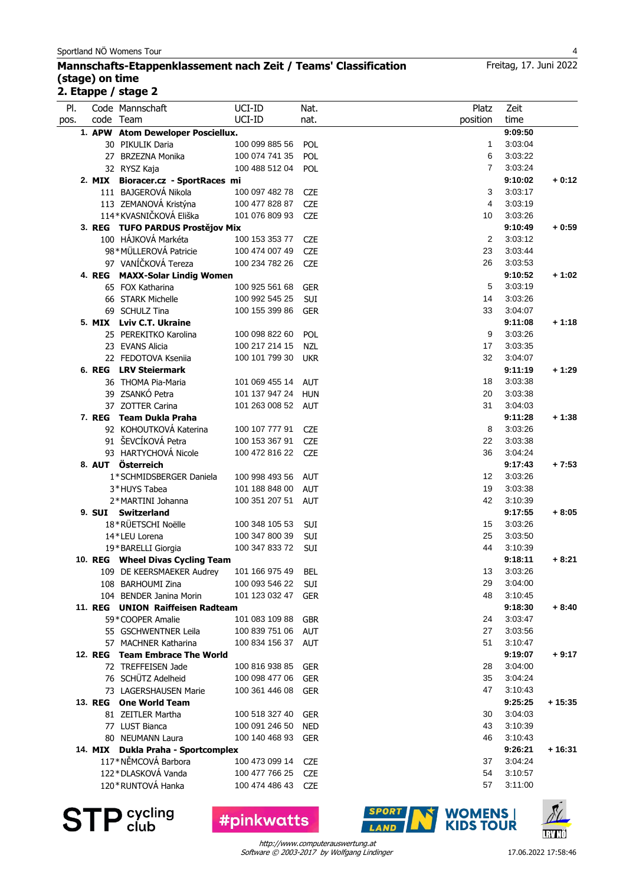Sportland NÖ Womens Tour

## Mannschafts-Etappenklassement nach Zeit / Teams' Classification (stage) on time

Freitag, 17. Juni 2022

### 2. Etappe / stage 2

| Pl. pos. | Code code | Mannschaft Team | UCI-ID UCI-ID | Nat. nat. | Platz position | Zeit time | |
|---|---|---|---|---|---|---|---|
| **1.** | **APW** | **Atom Deweloper Poscielłux.** | | | | **9:09:50** | |
| | 30 | PIKULIK Daria | 100 099 885 56 | POL | 1 | 3:03:04 | |
| | 27 | BRZEZNA Monika | 100 074 741 35 | POL | 6 | 3:03:22 | |
| | 32 | RYSZ Kaja | 100 488 512 04 | POL | 7 | 3:03:24 | |
| **2.** | **MIX** | **Bioracer.cz - SportRaces mi** | | | | **9:10:02** | **+ 0:12** |
| | 111 | BAJGEROVÁ Nikola | 100 097 482 78 | CZE | 3 | 3:03:17 | |
| | 113 | ZEMANOVÁ Kristýna | 100 477 828 87 | CZE | 4 | 3:03:19 | |
| | 114* | KVASNIČKOVÁ Eliška | 101 076 809 93 | CZE | 10 | 3:03:26 | |
| **3.** | **REG** | **TUFO PARDUS Prostějov Mix** | | | | **9:10:49** | **+ 0:59** |
| | 100 | HÁJKOVÁ Markéta | 100 153 353 77 | CZE | 2 | 3:03:12 | |
| | 98* | MÜLLEROVÁ Patricie | 100 474 007 49 | CZE | 23 | 3:03:44 | |
| | 97 | VANÍČKOVÁ Tereza | 100 234 782 26 | CZE | 26 | 3:03:53 | |
| **4.** | **REG** | **MAXX-Solar Lindig Women** | | | | **9:10:52** | **+ 1:02** |
| | 65 | FOX Katharina | 100 925 561 68 | GER | 5 | 3:03:19 | |
| | 66 | STARK Michelle | 100 992 545 25 | SUI | 14 | 3:03:26 | |
| | 69 | SCHULZ Tina | 100 155 399 86 | GER | 33 | 3:04:07 | |
| **5.** | **MIX** | **Lviv C.T. Ukraine** | | | | **9:11:08** | **+ 1:18** |
| | 25 | PEREKITKO Karolina | 100 098 822 60 | POL | 9 | 3:03:26 | |
| | 23 | EVANS Alicia | 100 217 214 15 | NZL | 17 | 3:03:35 | |
| | 22 | FEDOTOVA Kseniia | 100 101 799 30 | UKR | 32 | 3:04:07 | |
| **6.** | **REG** | **LRV Steiermark** | | | | **9:11:19** | **+ 1:29** |
| | 36 | THOMA Pia-Maria | 101 069 455 14 | AUT | 18 | 3:03:38 | |
| | 39 | ZSANKÓ Petra | 101 137 947 24 | HUN | 20 | 3:03:38 | |
| | 37 | ZOTTER Carina | 101 263 008 52 | AUT | 31 | 3:04:03 | |
| **7.** | **REG** | **Team Dukla Praha** | | | | **9:11:28** | **+ 1:38** |
| | 92 | KOHOUTKOVÁ Katerina | 100 107 777 91 | CZE | 8 | 3:03:26 | |
| | 91 | ŠEVCÍKOVÁ Petra | 100 153 367 91 | CZE | 22 | 3:03:38 | |
| | 93 | HARTYCHOVÁ Nicole | 100 472 816 22 | CZE | 36 | 3:04:24 | |
| **8.** | **AUT** | **Österreich** | | | | **9:17:43** | **+ 7:53** |
| | 1* | SCHMIDSBERGER Daniela | 100 998 493 56 | AUT | 12 | 3:03:26 | |
| | 3* | HUYS Tabea | 101 188 848 00 | AUT | 19 | 3:03:38 | |
| | 2* | MARTINI Johanna | 100 351 207 51 | AUT | 42 | 3:10:39 | |
| **9.** | **SUI** | **Switzerland** | | | | **9:17:55** | **+ 8:05** |
| | 18* | RÜETSCHI Noëlle | 100 348 105 53 | SUI | 15 | 3:03:26 | |
| | 14* | LEU Lorena | 100 347 800 39 | SUI | 25 | 3:03:50 | |
| | 19* | BARELLI Giorgia | 100 347 833 72 | SUI | 44 | 3:10:39 | |
| **10.** | **REG** | **Wheel Divas Cycling Team** | | | | **9:18:11** | **+ 8:21** |
| | 109 | DE KEERSMAEKER Audrey | 101 166 975 49 | BEL | 13 | 3:03:26 | |
| | 108 | BARHOUMI Zina | 100 093 546 22 | SUI | 29 | 3:04:00 | |
| | 104 | BENDER Janina Morin | 101 123 032 47 | GER | 48 | 3:10:45 | |
| **11.** | **REG** | **UNION Raiffeisen Radteam** | | | | **9:18:30** | **+ 8:40** |
| | 59* | COOPER Amalie | 101 083 109 88 | GBR | 24 | 3:03:47 | |
| | 55 | GSCHWENTNER Leila | 100 839 751 06 | AUT | 27 | 3:03:56 | |
| | 57 | MACHNER Katharina | 100 834 156 37 | AUT | 51 | 3:10:47 | |
| **12.** | **REG** | **Team Embrace The World** | | | | **9:19:07** | **+ 9:17** |
| | 72 | TREFFEISEN Jade | 100 816 938 85 | GER | 28 | 3:04:00 | |
| | 76 | SCHÜTZ Adelheid | 100 098 477 06 | GER | 35 | 3:04:24 | |
| | 73 | LAGERSHAUSEN Marie | 100 361 446 08 | GER | 47 | 3:10:43 | |
| **13.** | **REG** | **One World Team** | | | | **9:25:25** | **+ 15:35** |
| | 81 | ZEITLER Martha | 100 518 327 40 | GER | 30 | 3:04:03 | |
| | 77 | LUST Bianca | 100 091 246 50 | NED | 43 | 3:10:39 | |
| | 80 | NEUMANN Laura | 100 140 468 93 | GER | 46 | 3:10:43 | |
| **14.** | **MIX** | **Dukla Praha - Sportcomplex** | | | | **9:26:21** | **+ 16:31** |
| | 117* | NĚMCOVÁ Barbora | 100 473 099 14 | CZE | 37 | 3:04:24 | |
| | 122* | DLASKOVÁ Vanda | 100 477 766 25 | CZE | 54 | 3:10:57 | |
| | 120* | RUNTOVÁ Hanka | 100 474 486 43 | CZE | 57 | 3:11:00 | |

STP cycling club · #pinkwatts · SPORTLAND N · WOMENS | KIDS TOUR · LRV NÖ

*http://www.computerauswertung.at*
*Software © 2003-2017 by Wolfgang Lindinger*

17.06.2022 17:58:46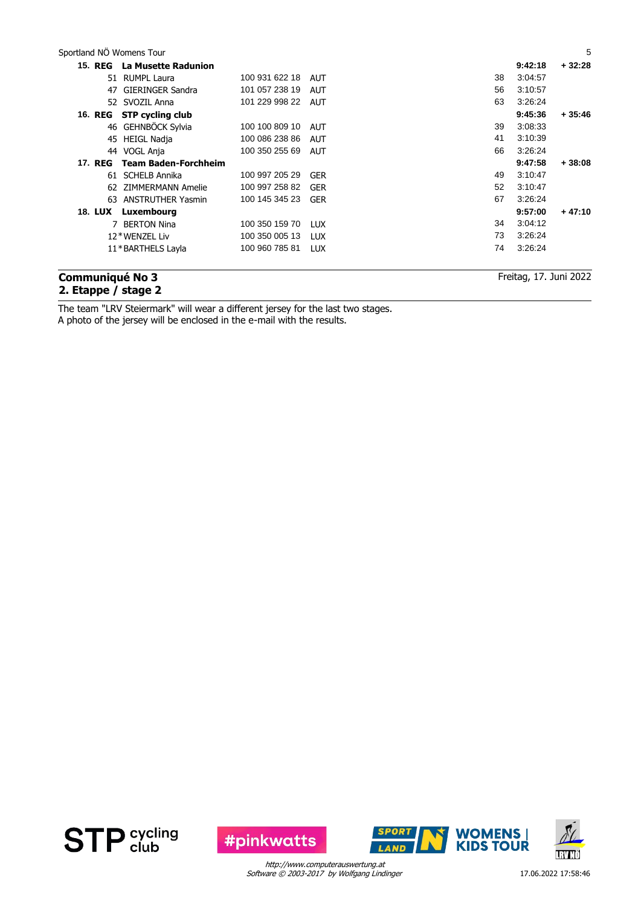| Rank | Bib | Name | UCI ID | Nat | Pos | Time | Gap |
|---|---|---|---|---|---|---|---|
| **15. REG** | | **La Musette Radunion** | | | | **9:42:18** | **+ 32:28** |
| | 51 | RUMPL Laura | 100 931 622 18 | AUT | 38 | 3:04:57 | |
| | 47 | GIERINGER Sandra | 101 057 238 19 | AUT | 56 | 3:10:57 | |
| | 52 | SVOZIL Anna | 101 229 998 22 | AUT | 63 | 3:26:24 | |
| **16. REG** | | **STP cycling club** | | | | **9:45:36** | **+ 35:46** |
| | 46 | GEHNBÖCK Sylvia | 100 100 809 10 | AUT | 39 | 3:08:33 | |
| | 45 | HEIGL Nadja | 100 086 238 86 | AUT | 41 | 3:10:39 | |
| | 44 | VOGL Anja | 100 350 255 69 | AUT | 66 | 3:26:24 | |
| **17. REG** | | **Team Baden-Forchheim** | | | | **9:47:58** | **+ 38:08** |
| | 61 | SCHELB Annika | 100 997 205 29 | GER | 49 | 3:10:47 | |
| | 62 | ZIMMERMANN Amelie | 100 997 258 82 | GER | 52 | 3:10:47 | |
| | 63 | ANSTRUTHER Yasmin | 100 145 345 23 | GER | 67 | 3:26:24 | |
| **18. LUX** | | **Luxembourg** | | | | **9:57:00** | **+ 47:10** |
| | 7 | BERTON Nina | 100 350 159 70 | LUX | 34 | 3:04:12 | |
| | 12* | WENZEL Liv | 100 350 005 13 | LUX | 73 | 3:26:24 | |
| | 11* | BARTHELS Layla | 100 960 785 81 | LUX | 74 | 3:26:24 | |

## Communiqué No 3
## 2. Etappe / stage 2

Freitag, 17. Juni 2022

The team "LRV Steiermark" will wear a different jersey for the last two stages.
A photo of the jersey will be enclosed in the e-mail with the results.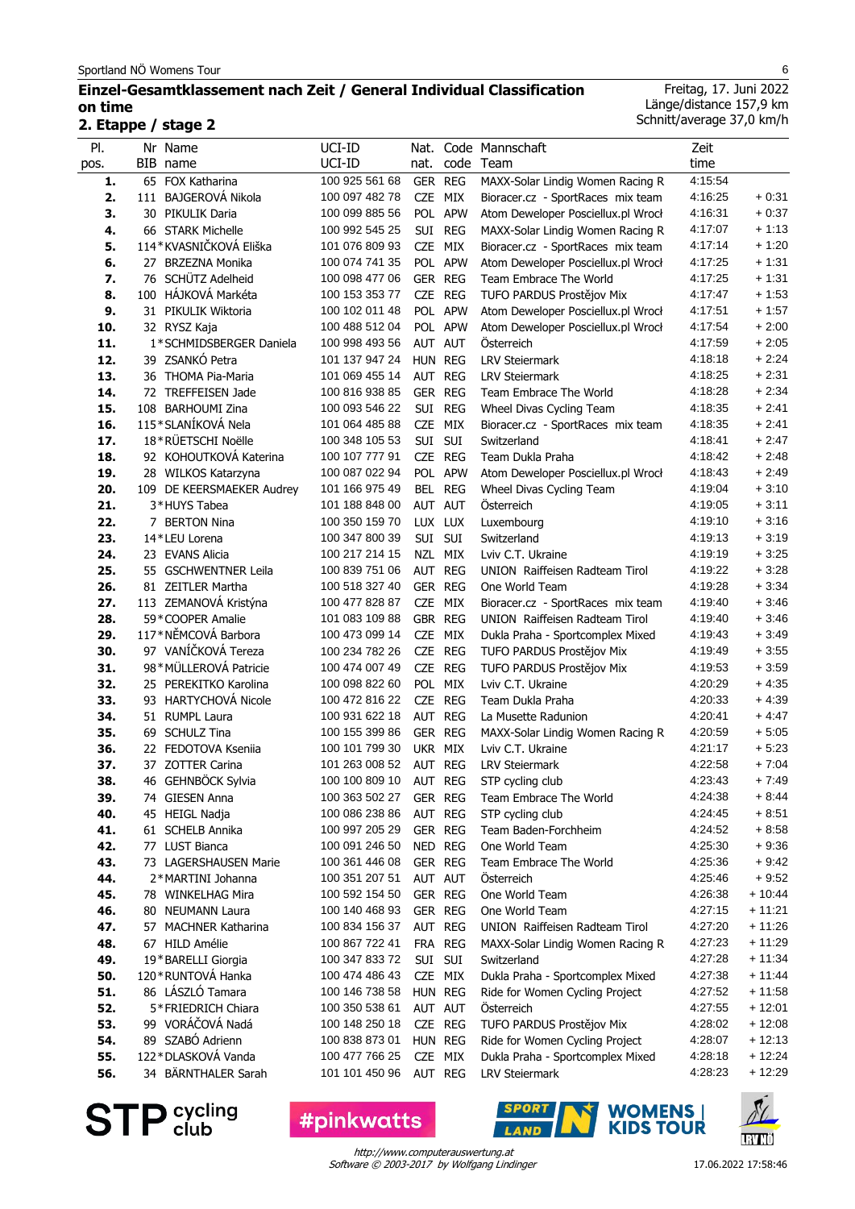Sportland NÖ Womens Tour

## Einzel-Gesamtklassement nach Zeit / General Individual Classification on time

### 2. Etappe / stage 2

Freitag, 17. Juni 2022
Länge/distance 157,9 km
Schnitt/average 37,0 km/h

| Pl. pos. | Nr BIB | Name name | UCI-ID UCI-ID | Nat. nat. | Code code | Mannschaft Team | Zeit time | |
|---|---|---|---|---|---|---|---|---|
| 1. | 65 | FOX Katharina | 100 925 561 68 | GER | REG | MAXX-Solar Lindig Women Racing R | 4:15:54 | |
| 2. | 111 | BAJGEROVÁ Nikola | 100 097 482 78 | CZE | MIX | Bioracer.cz - SportRaces mix team | 4:16:25 | + 0:31 |
| 3. | 30 | PIKULIK Daria | 100 099 885 56 | POL | APW | Atom Deweloper Posciellux.pl Wrocł | 4:16:31 | + 0:37 |
| 4. | 66 | STARK Michelle | 100 992 545 25 | SUI | REG | MAXX-Solar Lindig Women Racing R | 4:17:07 | + 1:13 |
| 5. | 114* | KVASNIČKOVÁ Eliška | 101 076 809 93 | CZE | MIX | Bioracer.cz - SportRaces mix team | 4:17:14 | + 1:20 |
| 6. | 27 | BRZEZNA Monika | 100 074 741 35 | POL | APW | Atom Deweloper Posciellux.pl Wrocł | 4:17:25 | + 1:31 |
| 7. | 76 | SCHÜTZ Adelheid | 100 098 477 06 | GER | REG | Team Embrace The World | 4:17:25 | + 1:31 |
| 8. | 100 | HÁJKOVÁ Markéta | 100 153 353 77 | CZE | REG | TUFO PARDUS Prostějov Mix | 4:17:47 | + 1:53 |
| 9. | 31 | PIKULIK Wiktoria | 100 102 011 48 | POL | APW | Atom Deweloper Posciellux.pl Wrocł | 4:17:51 | + 1:57 |
| 10. | 32 | RYSZ Kaja | 100 488 512 04 | POL | APW | Atom Deweloper Posciellux.pl Wrocł | 4:17:54 | + 2:00 |
| 11. | 1* | SCHMIDSBERGER Daniela | 100 998 493 56 | AUT | AUT | Österreich | 4:17:59 | + 2:05 |
| 12. | 39 | ZSANKÓ Petra | 101 137 947 24 | HUN | REG | LRV Steiermark | 4:18:18 | + 2:24 |
| 13. | 36 | THOMA Pia-Maria | 101 069 455 14 | AUT | REG | LRV Steiermark | 4:18:25 | + 2:31 |
| 14. | 72 | TREFFEISEN Jade | 100 816 938 85 | GER | REG | Team Embrace The World | 4:18:28 | + 2:34 |
| 15. | 108 | BARHOUMI Zina | 100 093 546 22 | SUI | REG | Wheel Divas Cycling Team | 4:18:35 | + 2:41 |
| 16. | 115* | SLANÍKOVÁ Nela | 101 064 485 88 | CZE | MIX | Bioracer.cz - SportRaces mix team | 4:18:35 | + 2:41 |
| 17. | 18* | RÜETSCHI Noëlle | 100 348 105 53 | SUI | SUI | Switzerland | 4:18:41 | + 2:47 |
| 18. | 92 | KOHOUTKOVÁ Katerina | 100 107 777 91 | CZE | REG | Team Dukla Praha | 4:18:42 | + 2:48 |
| 19. | 28 | WILKOS Katarzyna | 100 087 022 94 | POL | APW | Atom Deweloper Posciellux.pl Wrocł | 4:18:43 | + 2:49 |
| 20. | 109 | DE KEERSMAEKER Audrey | 101 166 975 49 | BEL | REG | Wheel Divas Cycling Team | 4:19:04 | + 3:10 |
| 21. | 3* | HUYS Tabea | 101 188 848 00 | AUT | AUT | Österreich | 4:19:05 | + 3:11 |
| 22. | 7 | BERTON Nina | 100 350 159 70 | LUX | LUX | Luxembourg | 4:19:10 | + 3:16 |
| 23. | 14* | LEU Lorena | 100 347 800 39 | SUI | SUI | Switzerland | 4:19:13 | + 3:19 |
| 24. | 23 | EVANS Alicia | 100 217 214 15 | NZL | MIX | Lviv C.T. Ukraine | 4:19:19 | + 3:25 |
| 25. | 55 | GSCHWENTNER Leila | 100 839 751 06 | AUT | REG | UNION Raiffeisen Radteam Tirol | 4:19:22 | + 3:28 |
| 26. | 81 | ZEITLER Martha | 100 518 327 40 | GER | REG | One World Team | 4:19:28 | + 3:34 |
| 27. | 113 | ZEMANOVÁ Kristýna | 100 477 828 87 | CZE | MIX | Bioracer.cz - SportRaces mix team | 4:19:40 | + 3:46 |
| 28. | 59* | COOPER Amalie | 101 083 109 88 | GBR | REG | UNION Raiffeisen Radteam Tirol | 4:19:40 | + 3:46 |
| 29. | 117* | NĚMCOVÁ Barbora | 100 473 099 14 | CZE | MIX | Dukla Praha - Sportcomplex Mixed | 4:19:43 | + 3:49 |
| 30. | 97 | VANÍČKOVÁ Tereza | 100 234 782 26 | CZE | REG | TUFO PARDUS Prostějov Mix | 4:19:49 | + 3:55 |
| 31. | 98* | MÜLLEROVÁ Patricie | 100 474 007 49 | CZE | REG | TUFO PARDUS Prostějov Mix | 4:19:53 | + 3:59 |
| 32. | 25 | PEREKITKO Karolina | 100 098 822 60 | POL | MIX | Lviv C.T. Ukraine | 4:20:29 | + 4:35 |
| 33. | 93 | HARTYCHOVÁ Nicole | 100 472 816 22 | CZE | REG | Team Dukla Praha | 4:20:33 | + 4:39 |
| 34. | 51 | RUMPL Laura | 100 931 622 18 | AUT | REG | La Musette Radunion | 4:20:41 | + 4:47 |
| 35. | 69 | SCHULZ Tina | 100 155 399 86 | GER | REG | MAXX-Solar Lindig Women Racing R | 4:20:59 | + 5:05 |
| 36. | 22 | FEDOTOVA Kseniia | 100 101 799 30 | UKR | MIX | Lviv C.T. Ukraine | 4:21:17 | + 5:23 |
| 37. | 37 | ZOTTER Carina | 101 263 008 52 | AUT | REG | LRV Steiermark | 4:22:58 | + 7:04 |
| 38. | 46 | GEHNBÖCK Sylvia | 100 100 809 10 | AUT | REG | STP cycling club | 4:23:43 | + 7:49 |
| 39. | 74 | GIESEN Anna | 100 363 502 27 | GER | REG | Team Embrace The World | 4:24:38 | + 8:44 |
| 40. | 45 | HEIGL Nadja | 100 086 238 86 | AUT | REG | STP cycling club | 4:24:45 | + 8:51 |
| 41. | 61 | SCHELB Annika | 100 997 205 29 | GER | REG | Team Baden-Forchheim | 4:24:52 | + 8:58 |
| 42. | 77 | LUST Bianca | 100 091 246 50 | NED | REG | One World Team | 4:25:30 | + 9:36 |
| 43. | 73 | LAGERSHAUSEN Marie | 100 361 446 08 | GER | REG | Team Embrace The World | 4:25:36 | + 9:42 |
| 44. | 2* | MARTINI Johanna | 100 351 207 51 | AUT | AUT | Österreich | 4:25:46 | + 9:52 |
| 45. | 78 | WINKELHAG Mira | 100 592 154 50 | GER | REG | One World Team | 4:26:38 | + 10:44 |
| 46. | 80 | NEUMANN Laura | 100 140 468 93 | GER | REG | One World Team | 4:27:15 | + 11:21 |
| 47. | 57 | MACHNER Katharina | 100 834 156 37 | AUT | REG | UNION Raiffeisen Radteam Tirol | 4:27:20 | + 11:26 |
| 48. | 67 | HILD Amélie | 100 867 722 41 | FRA | REG | MAXX-Solar Lindig Women Racing R | 4:27:23 | + 11:29 |
| 49. | 19* | BARELLI Giorgia | 100 347 833 72 | SUI | SUI | Switzerland | 4:27:28 | + 11:34 |
| 50. | 120* | RUNTOVÁ Hanka | 100 474 486 43 | CZE | MIX | Dukla Praha - Sportcomplex Mixed | 4:27:38 | + 11:44 |
| 51. | 86 | LÁSZLÓ Tamara | 100 146 738 58 | HUN | REG | Ride for Women Cycling Project | 4:27:52 | + 11:58 |
| 52. | 5* | FRIEDRICH Chiara | 100 350 538 61 | AUT | AUT | Österreich | 4:27:55 | + 12:01 |
| 53. | 99 | VORÁČOVÁ Nadá | 100 148 250 18 | CZE | REG | TUFO PARDUS Prostějov Mix | 4:28:02 | + 12:08 |
| 54. | 89 | SZABÓ Adrienn | 100 838 873 01 | HUN | REG | Ride for Women Cycling Project | 4:28:07 | + 12:13 |
| 55. | 122* | DLASKOVÁ Vanda | 100 477 766 25 | CZE | MIX | Dukla Praha - Sportcomplex Mixed | 4:28:18 | + 12:24 |
| 56. | 34 | BÄRNTHALER Sarah | 101 101 450 96 | AUT | REG | LRV Steiermark | 4:28:23 | + 12:29 |

*http://www.computerauswertung.at*
*Software © 2003-2017 by Wolfgang Lindinger*

17.06.2022 17:58:46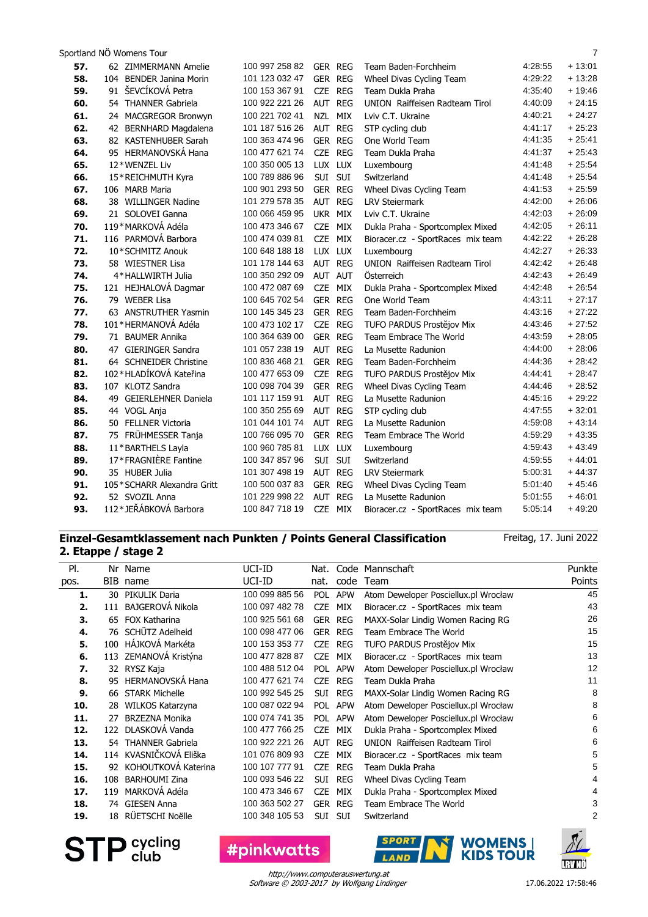Sportland NÖ Womens Tour

| | | | | | | | | |
|---|---|---|---|---|---|---|---|---|
| **57.** | 62 | ZIMMERMANN Amelie | 100 997 258 82 | GER | REG | Team Baden-Forchheim | 4:28:55 | + 13:01 |
| **58.** | 104 | BENDER Janina Morin | 101 123 032 47 | GER | REG | Wheel Divas Cycling Team | 4:29:22 | + 13:28 |
| **59.** | 91 | ŠEVCÍKOVÁ Petra | 100 153 367 91 | CZE | REG | Team Dukla Praha | 4:35:40 | + 19:46 |
| **60.** | 54 | THANNER Gabriela | 100 922 221 26 | AUT | REG | UNION Raiffeisen Radteam Tirol | 4:40:09 | + 24:15 |
| **61.** | 24 | MACGREGOR Bronwyn | 100 221 702 41 | NZL | MIX | Lviv C.T. Ukraine | 4:40:21 | + 24:27 |
| **62.** | 42 | BERNHARD Magdalena | 101 187 516 26 | AUT | REG | STP cycling club | 4:41:17 | + 25:23 |
| **63.** | 82 | KASTENHUBER Sarah | 100 363 474 96 | GER | REG | One World Team | 4:41:35 | + 25:41 |
| **64.** | 95 | HERMANOVSKÁ Hana | 100 477 621 74 | CZE | REG | Team Dukla Praha | 4:41:37 | + 25:43 |
| **65.** | 12* | WENZEL Liv | 100 350 005 13 | LUX | LUX | Luxembourg | 4:41:48 | + 25:54 |
| **66.** | 15* | REICHMUTH Kyra | 100 789 886 96 | SUI | SUI | Switzerland | 4:41:48 | + 25:54 |
| **67.** | 106 | MARB Maria | 100 901 293 50 | GER | REG | Wheel Divas Cycling Team | 4:41:53 | + 25:59 |
| **68.** | 38 | WILLINGER Nadine | 101 279 578 35 | AUT | REG | LRV Steiermark | 4:42:00 | + 26:06 |
| **69.** | 21 | SOLOVEI Ganna | 100 066 459 95 | UKR | MIX | Lviv C.T. Ukraine | 4:42:03 | + 26:09 |
| **70.** | 119* | MARKOVÁ Adéla | 100 473 346 67 | CZE | MIX | Dukla Praha - Sportcomplex Mixed | 4:42:05 | + 26:11 |
| **71.** | 116 | PARMOVÁ Barbora | 100 474 039 81 | CZE | MIX | Bioracer.cz - SportRaces mix team | 4:42:22 | + 26:28 |
| **72.** | 10* | SCHMITZ Anouk | 100 648 188 18 | LUX | LUX | Luxembourg | 4:42:27 | + 26:33 |
| **73.** | 58 | WIESTNER Lisa | 101 178 144 63 | AUT | REG | UNION Raiffeisen Radteam Tirol | 4:42:42 | + 26:48 |
| **74.** | 4* | HALLWIRTH Julia | 100 350 292 09 | AUT | AUT | Österreich | 4:42:43 | + 26:49 |
| **75.** | 121 | HEJHALOVÁ Dagmar | 100 472 087 69 | CZE | MIX | Dukla Praha - Sportcomplex Mixed | 4:42:48 | + 26:54 |
| **76.** | 79 | WEBER Lisa | 100 645 702 54 | GER | REG | One World Team | 4:43:11 | + 27:17 |
| **77.** | 63 | ANSTRUTHER Yasmin | 100 145 345 23 | GER | REG | Team Baden-Forchheim | 4:43:16 | + 27:22 |
| **78.** | 101* | HERMANOVÁ Adéla | 100 473 102 17 | CZE | REG | TUFO PARDUS Prostějov Mix | 4:43:46 | + 27:52 |
| **79.** | 71 | BAUMER Annika | 100 364 639 00 | GER | REG | Team Embrace The World | 4:43:59 | + 28:05 |
| **80.** | 47 | GIERINGER Sandra | 101 057 238 19 | AUT | REG | La Musette Radunion | 4:44:00 | + 28:06 |
| **81.** | 64 | SCHNEIDER Christine | 100 836 468 21 | GER | REG | Team Baden-Forchheim | 4:44:36 | + 28:42 |
| **82.** | 102* | HLADÍKOVÁ Kateřina | 100 477 653 09 | CZE | REG | TUFO PARDUS Prostějov Mix | 4:44:41 | + 28:47 |
| **83.** | 107 | KLOTZ Sandra | 100 098 704 39 | GER | REG | Wheel Divas Cycling Team | 4:44:46 | + 28:52 |
| **84.** | 49 | GEIERLEHNER Daniela | 101 117 159 91 | AUT | REG | La Musette Radunion | 4:45:16 | + 29:22 |
| **85.** | 44 | VOGL Anja | 100 350 255 69 | AUT | REG | STP cycling club | 4:47:55 | + 32:01 |
| **86.** | 50 | FELLNER Victoria | 101 044 101 74 | AUT | REG | La Musette Radunion | 4:59:08 | + 43:14 |
| **87.** | 75 | FRÜHMESSER Tanja | 100 766 095 70 | GER | REG | Team Embrace The World | 4:59:29 | + 43:35 |
| **88.** | 11* | BARTHELS Layla | 100 960 785 81 | LUX | LUX | Luxembourg | 4:59:43 | + 43:49 |
| **89.** | 17* | FRAGNIÈRE Fantine | 100 347 857 96 | SUI | SUI | Switzerland | 4:59:55 | + 44:01 |
| **90.** | 35 | HUBER Julia | 101 307 498 19 | AUT | REG | LRV Steiermark | 5:00:31 | + 44:37 |
| **91.** | 105* | SCHARR Alexandra Gritt | 100 500 037 83 | GER | REG | Wheel Divas Cycling Team | 5:01:40 | + 45:46 |
| **92.** | 52 | SVOZIL Anna | 101 229 998 22 | AUT | REG | La Musette Radunion | 5:01:55 | + 46:01 |
| **93.** | 112* | JEŘÁBKOVÁ Barbora | 100 847 718 19 | CZE | MIX | Bioracer.cz - SportRaces mix team | 5:05:14 | + 49:20 |

## Einzel-Gesamtklassement nach Punkten / Points General Classification

Freitag, 17. Juni 2022

**2. Etappe / stage 2**

| Pl. pos. | Nr BIB | Name name | UCI-ID UCI-ID | Nat. nat. | Code code | Mannschaft Team | Punkte Points |
|---|---|---|---|---|---|---|---|
| **1.** | 30 | PIKULIK Daria | 100 099 885 56 | POL | APW | Atom Deweloper Posciellux.pl Wrocław | 45 |
| **2.** | 111 | BAJGEROVÁ Nikola | 100 097 482 78 | CZE | MIX | Bioracer.cz - SportRaces mix team | 43 |
| **3.** | 65 | FOX Katharina | 100 925 561 68 | GER | REG | MAXX-Solar Lindig Women Racing RG | 26 |
| **4.** | 76 | SCHÜTZ Adelheid | 100 098 477 06 | GER | REG | Team Embrace The World | 15 |
| **5.** | 100 | HÁJKOVÁ Markéta | 100 153 353 77 | CZE | REG | TUFO PARDUS Prostějov Mix | 15 |
| **6.** | 113 | ZEMANOVÁ Kristýna | 100 477 828 87 | CZE | MIX | Bioracer.cz - SportRaces mix team | 13 |
| **7.** | 32 | RYSZ Kaja | 100 488 512 04 | POL | APW | Atom Deweloper Posciellux.pl Wrocław | 12 |
| **8.** | 95 | HERMANOVSKÁ Hana | 100 477 621 74 | CZE | REG | Team Dukla Praha | 11 |
| **9.** | 66 | STARK Michelle | 100 992 545 25 | SUI | REG | MAXX-Solar Lindig Women Racing RG | 8 |
| **10.** | 28 | WILKOS Katarzyna | 100 087 022 94 | POL | APW | Atom Deweloper Posciellux.pl Wrocław | 8 |
| **11.** | 27 | BRZEZNA Monika | 100 074 741 35 | POL | APW | Atom Deweloper Posciellux.pl Wrocław | 6 |
| **12.** | 122 | DLASKOVÁ Vanda | 100 477 766 25 | CZE | MIX | Dukla Praha - Sportcomplex Mixed | 6 |
| **13.** | 54 | THANNER Gabriela | 100 922 221 26 | AUT | REG | UNION Raiffeisen Radteam Tirol | 6 |
| **14.** | 114 | KVASNIČKOVÁ Eliška | 101 076 809 93 | CZE | MIX | Bioracer.cz - SportRaces mix team | 5 |
| **15.** | 92 | KOHOUTKOVÁ Katerina | 100 107 777 91 | CZE | REG | Team Dukla Praha | 5 |
| **16.** | 108 | BARHOUMI Zina | 100 093 546 22 | SUI | REG | Wheel Divas Cycling Team | 4 |
| **17.** | 119 | MARKOVÁ Adéla | 100 473 346 67 | CZE | MIX | Dukla Praha - Sportcomplex Mixed | 4 |
| **18.** | 74 | GIESEN Anna | 100 363 502 27 | GER | REG | Team Embrace The World | 3 |
| **19.** | 18 | RÜETSCHI Noëlle | 100 348 105 53 | SUI | SUI | Switzerland | 2 |

STP cycling club | #pinkwatts | SPORT LAND N | WOMENS | KIDS TOUR | LRV NÖ

*http://www.computerauswertung.at*
*Software © 2003-2017 by Wolfgang Lindinger*

17.06.2022 17:58:46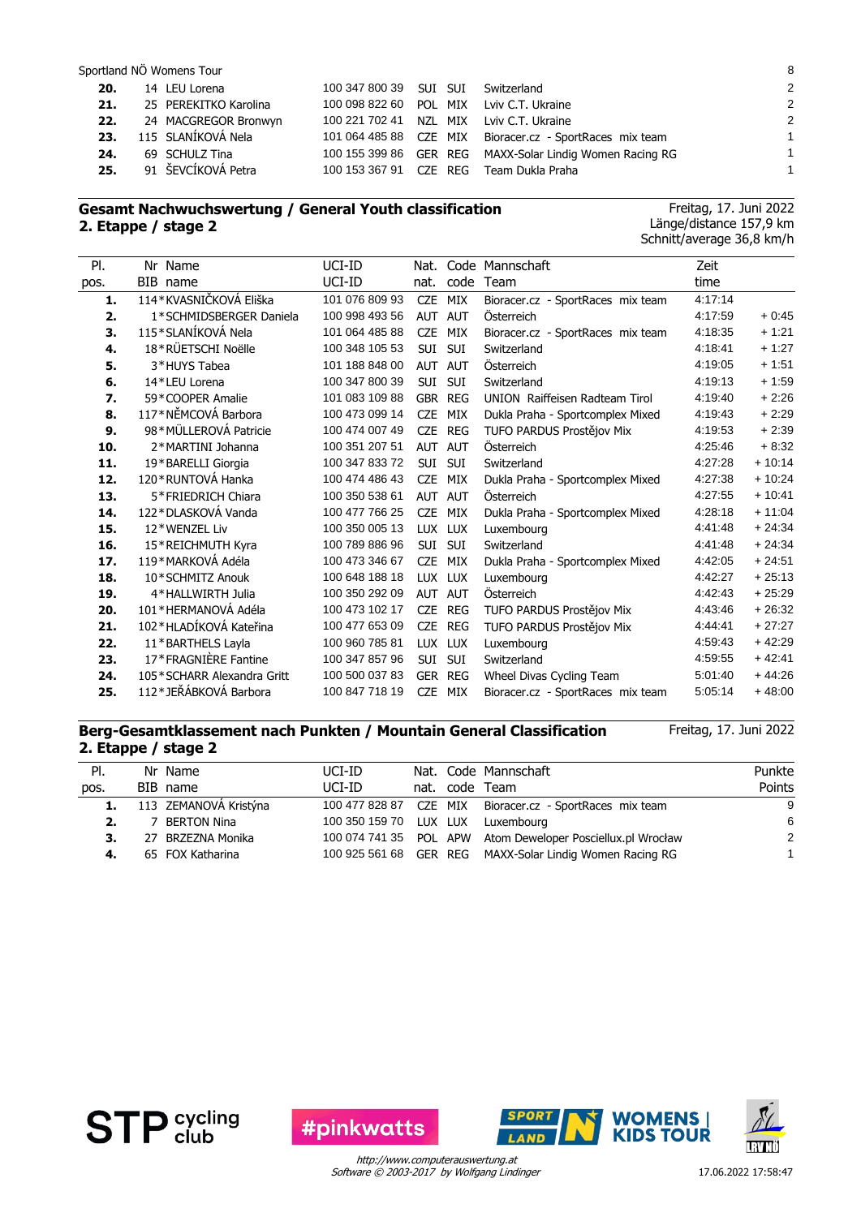| 20. | 14 | LEU Lorena | 100 347 800 39 | SUI | SUI | Switzerland | 2 |
|---|---|---|---|---|---|---|---|
| 21. | 25 | PEREKITKO Karolina | 100 098 822 60 | POL | MIX | Lviv C.T. Ukraine | 2 |
| 22. | 24 | MACGREGOR Bronwyn | 100 221 702 41 | NZL | MIX | Lviv C.T. Ukraine | 2 |
| 23. | 115 | SLANÍKOVÁ Nela | 101 064 485 88 | CZE | MIX | Bioracer.cz - SportRaces mix team | 1 |
| 24. | 69 | SCHULZ Tina | 100 155 399 86 | GER | REG | MAXX-Solar Lindig Women Racing RG | 1 |
| 25. | 91 | ŠEVCÍKOVÁ Petra | 100 153 367 91 | CZE | REG | Team Dukla Praha | 1 |

## Gesamt Nachwuchswertung / General Youth classification
## 2. Etappe / stage 2

Freitag, 17. Juni 2022
Länge/distance 157,9 km
Schnitt/average 36,8 km/h

| Pl. pos. | Nr BIB | Name name | UCI-ID UCI-ID | Nat. nat. | Code code | Mannschaft Team | Zeit time | |
|---|---|---|---|---|---|---|---|---|
| 1. | 114 | *KVASNIČKOVÁ Eliška | 101 076 809 93 | CZE | MIX | Bioracer.cz - SportRaces mix team | 4:17:14 | |
| 2. | 1 | *SCHMIDSBERGER Daniela | 100 998 493 56 | AUT | AUT | Österreich | 4:17:59 | + 0:45 |
| 3. | 115 | *SLANÍKOVÁ Nela | 101 064 485 88 | CZE | MIX | Bioracer.cz - SportRaces mix team | 4:18:35 | + 1:21 |
| 4. | 18 | *RÜETSCHI Noëlle | 100 348 105 53 | SUI | SUI | Switzerland | 4:18:41 | + 1:27 |
| 5. | 3 | *HUYS Tabea | 101 188 848 00 | AUT | AUT | Österreich | 4:19:05 | + 1:51 |
| 6. | 14 | *LEU Lorena | 100 347 800 39 | SUI | SUI | Switzerland | 4:19:13 | + 1:59 |
| 7. | 59 | *COOPER Amalie | 101 083 109 88 | GBR | REG | UNION Raiffeisen Radteam Tirol | 4:19:40 | + 2:26 |
| 8. | 117 | *NĚMCOVÁ Barbora | 100 473 099 14 | CZE | MIX | Dukla Praha - Sportcomplex Mixed | 4:19:43 | + 2:29 |
| 9. | 98 | *MÜLLEROVÁ Patricie | 100 474 007 49 | CZE | REG | TUFO PARDUS Prostějov Mix | 4:19:53 | + 2:39 |
| 10. | 2 | *MARTINI Johanna | 100 351 207 51 | AUT | AUT | Österreich | 4:25:46 | + 8:32 |
| 11. | 19 | *BARELLI Giorgia | 100 347 833 72 | SUI | SUI | Switzerland | 4:27:28 | + 10:14 |
| 12. | 120 | *RUNTOVÁ Hanka | 100 474 486 43 | CZE | MIX | Dukla Praha - Sportcomplex Mixed | 4:27:38 | + 10:24 |
| 13. | 5 | *FRIEDRICH Chiara | 100 350 538 61 | AUT | AUT | Österreich | 4:27:55 | + 10:41 |
| 14. | 122 | *DLASKOVÁ Vanda | 100 477 766 25 | CZE | MIX | Dukla Praha - Sportcomplex Mixed | 4:28:18 | + 11:04 |
| 15. | 12 | *WENZEL Liv | 100 350 005 13 | LUX | LUX | Luxembourg | 4:41:48 | + 24:34 |
| 16. | 15 | *REICHMUTH Kyra | 100 789 886 96 | SUI | SUI | Switzerland | 4:41:48 | + 24:34 |
| 17. | 119 | *MARKOVÁ Adéla | 100 473 346 67 | CZE | MIX | Dukla Praha - Sportcomplex Mixed | 4:42:05 | + 24:51 |
| 18. | 10 | *SCHMITZ Anouk | 100 648 188 18 | LUX | LUX | Luxembourg | 4:42:27 | + 25:13 |
| 19. | 4 | *HALLWIRTH Julia | 100 350 292 09 | AUT | AUT | Österreich | 4:42:43 | + 25:29 |
| 20. | 101 | *HERMANOVÁ Adéla | 100 473 102 17 | CZE | REG | TUFO PARDUS Prostějov Mix | 4:43:46 | + 26:32 |
| 21. | 102 | *HLADÍKOVÁ Kateřina | 100 477 653 09 | CZE | REG | TUFO PARDUS Prostějov Mix | 4:44:41 | + 27:27 |
| 22. | 11 | *BARTHELS Layla | 100 960 785 81 | LUX | LUX | Luxembourg | 4:59:43 | + 42:29 |
| 23. | 17 | *FRAGNIÈRE Fantine | 100 347 857 96 | SUI | SUI | Switzerland | 4:59:55 | + 42:41 |
| 24. | 105 | *SCHARR Alexandra Gritt | 100 500 037 83 | GER | REG | Wheel Divas Cycling Team | 5:01:40 | + 44:26 |
| 25. | 112 | *JEŘÁBKOVÁ Barbora | 100 847 718 19 | CZE | MIX | Bioracer.cz - SportRaces mix team | 5:05:14 | + 48:00 |

## Berg-Gesamtklassement nach Punkten / Mountain General Classification
## 2. Etappe / stage 2

Freitag, 17. Juni 2022

| Pl. pos. | Nr BIB | Name name | UCI-ID UCI-ID | Nat. nat. | Code code | Mannschaft Team | Punkte Points |
|---|---|---|---|---|---|---|---|
| 1. | 113 | ZEMANOVÁ Kristýna | 100 477 828 87 | CZE | MIX | Bioracer.cz - SportRaces mix team | 9 |
| 2. | 7 | BERTON Nina | 100 350 159 70 | LUX | LUX | Luxembourg | 6 |
| 3. | 27 | BRZEZNA Monika | 100 074 741 35 | POL | APW | Atom Deweloper Posciellux.pl Wrocław | 2 |
| 4. | 65 | FOX Katharina | 100 925 561 68 | GER | REG | MAXX-Solar Lindig Women Racing RG | 1 |

*http://www.computerauswertung.at*
*Software © 2003-2017 by Wolfgang Lindinger*

17.06.2022 17:58:47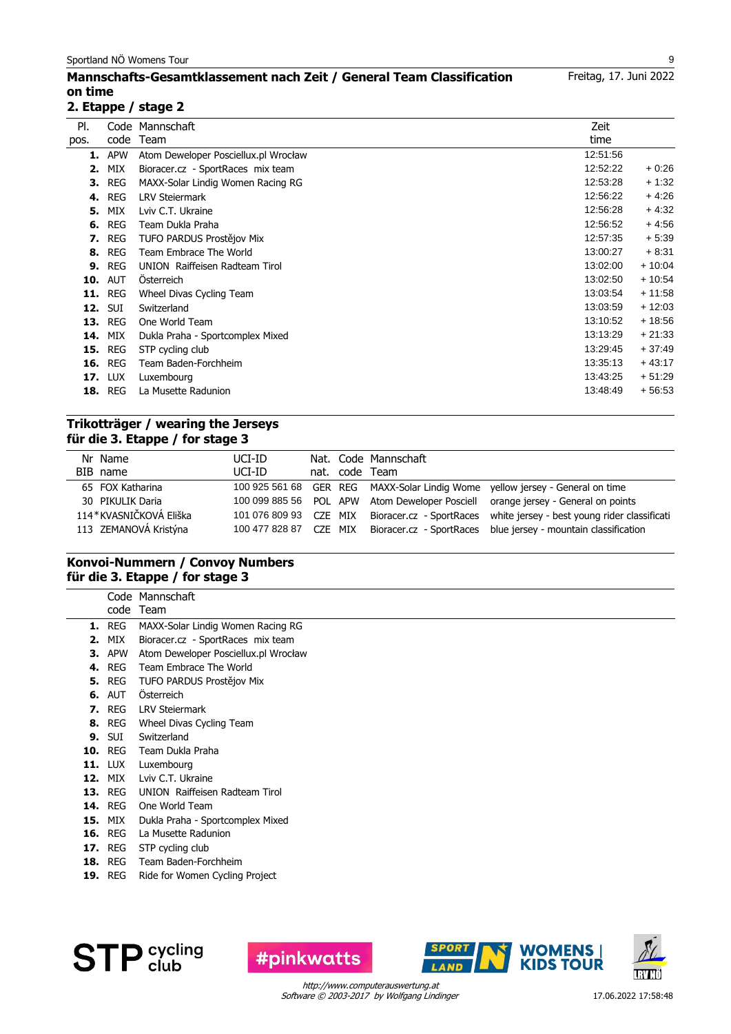## Mannschafts-Gesamtklassement nach Zeit / General Team Classification on time

Freitag, 17. Juni 2022

### 2. Etappe / stage 2

| Pl. pos. | Code code | Mannschaft Team | Zeit time | |
|---|---|---|---|---|
| **1.** | APW | Atom Deweloper Posciellux.pl Wrocław | 12:51:56 | |
| **2.** | MIX | Bioracer.cz - SportRaces mix team | 12:52:22 | + 0:26 |
| **3.** | REG | MAXX-Solar Lindig Women Racing RG | 12:53:28 | + 1:32 |
| **4.** | REG | LRV Steiermark | 12:56:22 | + 4:26 |
| **5.** | MIX | Lviv C.T. Ukraine | 12:56:28 | + 4:32 |
| **6.** | REG | Team Dukla Praha | 12:56:52 | + 4:56 |
| **7.** | REG | TUFO PARDUS Prostějov Mix | 12:57:35 | + 5:39 |
| **8.** | REG | Team Embrace The World | 13:00:27 | + 8:31 |
| **9.** | REG | UNION Raiffeisen Radteam Tirol | 13:02:00 | + 10:04 |
| **10.** | AUT | Österreich | 13:02:50 | + 10:54 |
| **11.** | REG | Wheel Divas Cycling Team | 13:03:54 | + 11:58 |
| **12.** | SUI | Switzerland | 13:03:59 | + 12:03 |
| **13.** | REG | One World Team | 13:10:52 | + 18:56 |
| **14.** | MIX | Dukla Praha - Sportcomplex Mixed | 13:13:29 | + 21:33 |
| **15.** | REG | STP cycling club | 13:29:45 | + 37:49 |
| **16.** | REG | Team Baden-Forchheim | 13:35:13 | + 43:17 |
| **17.** | LUX | Luxembourg | 13:43:25 | + 51:29 |
| **18.** | REG | La Musette Radunion | 13:48:49 | + 56:53 |

## Trikotträger / wearing the Jerseys
## für die 3. Etappe / for stage 3

| Nr BIB | Name name | UCI-ID UCI-ID | Nat. nat. | Code code | Mannschaft Team | |
|---|---|---|---|---|---|---|
| 65 | FOX Katharina | 100 925 561 68 | GER | REG | MAXX-Solar Lindig Wome | yellow jersey - General on time |
| 30 | PIKULIK Daria | 100 099 885 56 | POL | APW | Atom Deweloper Posciell | orange jersey - General on points |
| 114* | KVASNIČKOVÁ Eliška | 101 076 809 93 | CZE | MIX | Bioracer.cz - SportRaces | white jersey - best young rider classificati |
| 113 | ZEMANOVÁ Kristýna | 100 477 828 87 | CZE | MIX | Bioracer.cz - SportRaces | blue jersey - mountain classification |

## Konvoi-Nummern / Convoy Numbers
## für die 3. Etappe / for stage 3

| | Code code | Mannschaft Team |
|---|---|---|
| **1.** | REG | MAXX-Solar Lindig Women Racing RG |
| **2.** | MIX | Bioracer.cz - SportRaces mix team |
| **3.** | APW | Atom Deweloper Posciellux.pl Wrocław |
| **4.** | REG | Team Embrace The World |
| **5.** | REG | TUFO PARDUS Prostějov Mix |
| **6.** | AUT | Österreich |
| **7.** | REG | LRV Steiermark |
| **8.** | REG | Wheel Divas Cycling Team |
| **9.** | SUI | Switzerland |
| **10.** | REG | Team Dukla Praha |
| **11.** | LUX | Luxembourg |
| **12.** | MIX | Lviv C.T. Ukraine |
| **13.** | REG | UNION Raiffeisen Radteam Tirol |
| **14.** | REG | One World Team |
| **15.** | MIX | Dukla Praha - Sportcomplex Mixed |
| **16.** | REG | La Musette Radunion |
| **17.** | REG | STP cycling club |
| **18.** | REG | Team Baden-Forchheim |
| **19.** | REG | Ride for Women Cycling Project |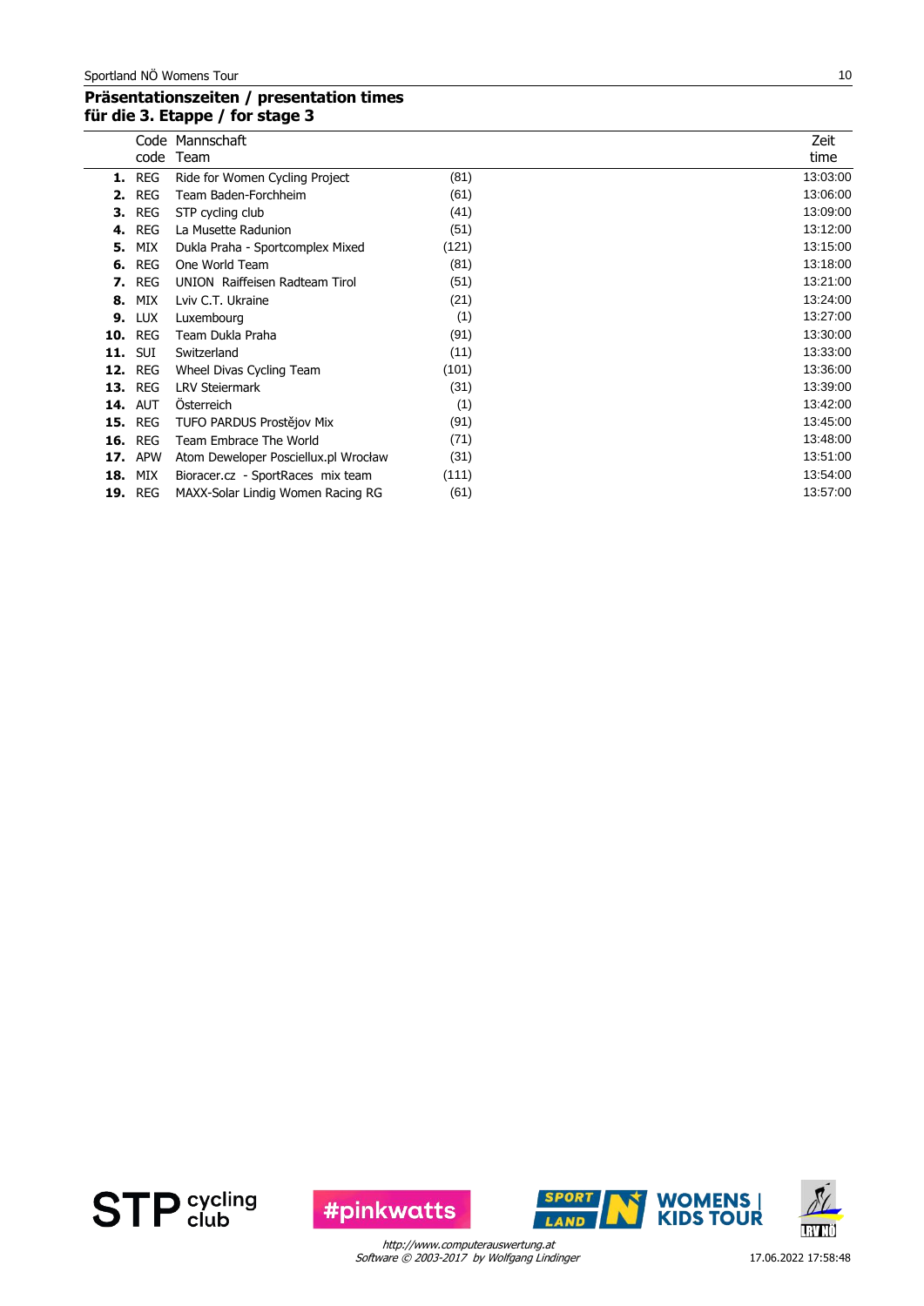## Präsentationszeiten / presentation times
## für die 3. Etappe / for stage 3

| | Code<br>code | Mannschaft<br>Team | | Zeit<br>time |
|---|---|---|---|---|
| **1.** | REG | Ride for Women Cycling Project | (81) | 13:03:00 |
| **2.** | REG | Team Baden-Forchheim | (61) | 13:06:00 |
| **3.** | REG | STP cycling club | (41) | 13:09:00 |
| **4.** | REG | La Musette Radunion | (51) | 13:12:00 |
| **5.** | MIX | Dukla Praha - Sportcomplex Mixed | (121) | 13:15:00 |
| **6.** | REG | One World Team | (81) | 13:18:00 |
| **7.** | REG | UNION Raiffeisen Radteam Tirol | (51) | 13:21:00 |
| **8.** | MIX | Lviv C.T. Ukraine | (21) | 13:24:00 |
| **9.** | LUX | Luxembourg | (1) | 13:27:00 |
| **10.** | REG | Team Dukla Praha | (91) | 13:30:00 |
| **11.** | SUI | Switzerland | (11) | 13:33:00 |
| **12.** | REG | Wheel Divas Cycling Team | (101) | 13:36:00 |
| **13.** | REG | LRV Steiermark | (31) | 13:39:00 |
| **14.** | AUT | Österreich | (1) | 13:42:00 |
| **15.** | REG | TUFO PARDUS Prostějov Mix | (91) | 13:45:00 |
| **16.** | REG | Team Embrace The World | (71) | 13:48:00 |
| **17.** | APW | Atom Deweloper Posciellux.pl Wrocław | (31) | 13:51:00 |
| **18.** | MIX | Bioracer.cz - SportRaces mix team | (111) | 13:54:00 |
| **19.** | REG | MAXX-Solar Lindig Women Racing RG | (61) | 13:57:00 |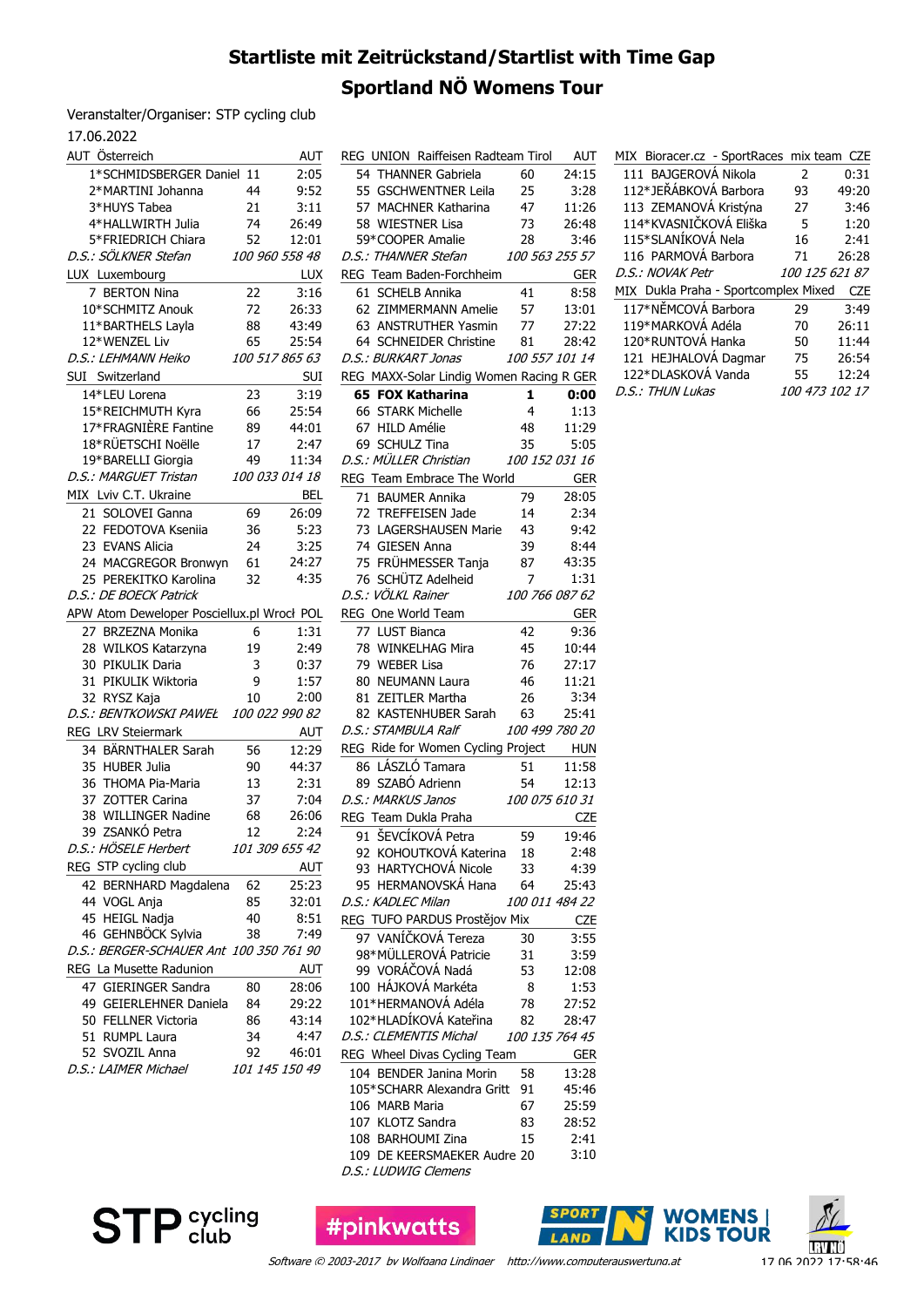# Startliste mit Zeitrückstand/Startlist with Time Gap

## Sportland NÖ Womens Tour

Veranstalter/Organiser: STP cycling club

17.06.2022

| AUT Österreich | | AUT |
|---|---|---|
| 1*SCHMIDSBERGER Daniel | 11 | 2:05 |
| 2*MARTINI Johanna | 44 | 9:52 |
| 3*HUYS Tabea | 21 | 3:11 |
| 4*HALLWIRTH Julia | 74 | 26:49 |
| 5*FRIEDRICH Chiara | 52 | 12:01 |
| *D.S.: SÖLKNER Stefan* | *100 960 558 48* | |

| LUX Luxembourg | | LUX |
|---|---|---|
| 7 BERTON Nina | 22 | 3:16 |
| 10*SCHMITZ Anouk | 72 | 26:33 |
| 11*BARTHELS Layla | 88 | 43:49 |
| 12*WENZEL Liv | 65 | 25:54 |
| *D.S.: LEHMANN Heiko* | *100 517 865 63* | |

| SUI Switzerland | | SUI |
|---|---|---|
| 14*LEU Lorena | 23 | 3:19 |
| 15*REICHMUTH Kyra | 66 | 25:54 |
| 17*FRAGNIÈRE Fantine | 89 | 44:01 |
| 18*RÜETSCHI Noëlle | 17 | 2:47 |
| 19*BARELLI Giorgia | 49 | 11:34 |
| *D.S.: MARGUET Tristan* | *100 033 014 18* | |

| MIX Lviv C.T. Ukraine | | BEL |
|---|---|---|
| 21 SOLOVEI Ganna | 69 | 26:09 |
| 22 FEDOTOVA Kseniia | 36 | 5:23 |
| 23 EVANS Alicia | 24 | 3:25 |
| 24 MACGREGOR Bronwyn | 61 | 24:27 |
| 25 PEREKITKO Karolina | 32 | 4:35 |
| *D.S.: DE BOECK Patrick* | | |

| APW Atom Deweloper Posciellux.pl Wrocł | | POL |
|---|---|---|
| 27 BRZEZNA Monika | 6 | 1:31 |
| 28 WILKOS Katarzyna | 19 | 2:49 |
| 30 PIKULIK Daria | 3 | 0:37 |
| 31 PIKULIK Wiktoria | 9 | 1:57 |
| 32 RYSZ Kaja | 10 | 2:00 |
| *D.S.: BENTKOWSKI PAWEŁ* | *100 022 990 82* | |

| REG LRV Steiermark | | AUT |
|---|---|---|
| 34 BÄRNTHALER Sarah | 56 | 12:29 |
| 35 HUBER Julia | 90 | 44:37 |
| 36 THOMA Pia-Maria | 13 | 2:31 |
| 37 ZOTTER Carina | 37 | 7:04 |
| 38 WILLINGER Nadine | 68 | 26:06 |
| 39 ZSANKÓ Petra | 12 | 2:24 |
| *D.S.: HÖSELE Herbert* | *101 309 655 42* | |

| REG STP cycling club | | AUT |
|---|---|---|
| 42 BERNHARD Magdalena | 62 | 25:23 |
| 44 VOGL Anja | 85 | 32:01 |
| 45 HEIGL Nadja | 40 | 8:51 |
| 46 GEHNBÖCK Sylvia | 38 | 7:49 |
| *D.S.: BERGER-SCHAUER Ant* | *100 350 761 90* | |

| REG La Musette Radunion | | AUT |
|---|---|---|
| 47 GIERINGER Sandra | 80 | 28:06 |
| 49 GEIERLEHNER Daniela | 84 | 29:22 |
| 50 FELLNER Victoria | 86 | 43:14 |
| 51 RUMPL Laura | 34 | 4:47 |
| 52 SVOZIL Anna | 92 | 46:01 |
| *D.S.: LAIMER Michael* | *101 145 150 49* | |

| REG UNION Raiffeisen Radteam Tirol | | AUT |
|---|---|---|
| 54 THANNER Gabriela | 60 | 24:15 |
| 55 GSCHWENTNER Leila | 25 | 3:28 |
| 57 MACHNER Katharina | 47 | 11:26 |
| 58 WIESTNER Lisa | 73 | 26:48 |
| 59*COOPER Amalie | 28 | 3:46 |
| *D.S.: THANNER Stefan* | *100 563 255 57* | |

| REG Team Baden-Forchheim | | GER |
|---|---|---|
| 61 SCHELB Annika | 41 | 8:58 |
| 62 ZIMMERMANN Amelie | 57 | 13:01 |
| 63 ANSTRUTHER Yasmin | 77 | 27:22 |
| 64 SCHNEIDER Christine | 81 | 28:42 |
| *D.S.: BURKART Jonas* | *100 557 101 14* | |

| REG MAXX-Solar Lindig Women Racing R | | GER |
|---|---|---|
| **65 FOX Katharina** | **1** | **0:00** |
| 66 STARK Michelle | 4 | 1:13 |
| 67 HILD Amélie | 48 | 11:29 |
| 69 SCHULZ Tina | 35 | 5:05 |
| *D.S.: MÜLLER Christian* | *100 152 031 16* | |

| REG Team Embrace The World | | GER |
|---|---|---|
| 71 BAUMER Annika | 79 | 28:05 |
| 72 TREFFEISEN Jade | 14 | 2:34 |
| 73 LAGERSHAUSEN Marie | 43 | 9:42 |
| 74 GIESEN Anna | 39 | 8:44 |
| 75 FRÜHMESSER Tanja | 87 | 43:35 |
| 76 SCHÜTZ Adelheid | 7 | 1:31 |
| *D.S.: VÖLKL Rainer* | *100 766 087 62* | |

| REG One World Team | | GER |
|---|---|---|
| 77 LUST Bianca | 42 | 9:36 |
| 78 WINKELHAG Mira | 45 | 10:44 |
| 79 WEBER Lisa | 76 | 27:17 |
| 80 NEUMANN Laura | 46 | 11:21 |
| 81 ZEITLER Martha | 26 | 3:34 |
| 82 KASTENHUBER Sarah | 63 | 25:41 |
| *D.S.: STAMBULA Ralf* | *100 499 780 20* | |

| REG Ride for Women Cycling Project | | HUN |
|---|---|---|
| 86 LÁSZLÓ Tamara | 51 | 11:58 |
| 89 SZABÓ Adrienn | 54 | 12:13 |
| *D.S.: MARKUS Janos* | *100 075 610 31* | |

| REG Team Dukla Praha | | CZE |
|---|---|---|
| 91 ŠEVCÍKOVÁ Petra | 59 | 19:46 |
| 92 KOHOUTKOVÁ Katerina | 18 | 2:48 |
| 93 HARTYCHOVÁ Nicole | 33 | 4:39 |
| 95 HERMANOVSKÁ Hana | 64 | 25:43 |
| *D.S.: KADLEC Milan* | *100 011 484 22* | |

| REG TUFO PARDUS Prostějov Mix | | CZE |
|---|---|---|
| 97 VANÍČKOVÁ Tereza | 30 | 3:55 |
| 98*MÜLLEROVÁ Patricie | 31 | 3:59 |
| 99 VORÁČOVÁ Nadá | 53 | 12:08 |
| 100 HÁJKOVÁ Markéta | 8 | 1:53 |
| 101*HERMANOVÁ Adéla | 78 | 27:52 |
| 102*HLADÍKOVÁ Kateřina | 82 | 28:47 |
| *D.S.: CLEMENTIS Michal* | *100 135 764 45* | |

| REG Wheel Divas Cycling Team | | GER |
|---|---|---|
| 104 BENDER Janina Morin | 58 | 13:28 |
| 105*SCHARR Alexandra Gritt | 91 | 45:46 |
| 106 MARB Maria | 67 | 25:59 |
| 107 KLOTZ Sandra | 83 | 28:52 |
| 108 BARHOUMI Zina | 15 | 2:41 |
| 109 DE KEERSMAEKER Audre | 20 | 3:10 |
| *D.S.: LUDWIG Clemens* | | |

| MIX Bioracer.cz - SportRaces mix team | | CZE |
|---|---|---|
| 111 BAJGEROVÁ Nikola | 2 | 0:31 |
| 112*JEŘÁBKOVÁ Barbora | 93 | 49:20 |
| 113 ZEMANOVÁ Kristýna | 27 | 3:46 |
| 114*KVASNIČKOVÁ Eliška | 5 | 1:20 |
| 115*SLANÍKOVÁ Nela | 16 | 2:41 |
| 116 PARMOVÁ Barbora | 71 | 26:28 |
| *D.S.: NOVAK Petr* | *100 125 621 87* | |

| MIX Dukla Praha - Sportcomplex Mixed | | CZE |
|---|---|---|
| 117*NĚMCOVÁ Barbora | 29 | 3:49 |
| 119*MARKOVÁ Adéla | 70 | 26:11 |
| 120*RUNTOVÁ Hanka | 50 | 11:44 |
| 121 HEJHALOVÁ Dagmar | 75 | 26:54 |
| 122*DLASKOVÁ Vanda | 55 | 12:24 |
| *D.S.: THUN Lukas* | *100 473 102 17* | |

Software © 2003-2017 by Wolfgang Lindinger http://www.computerauswertung.at 17.06.2022 17:58:46